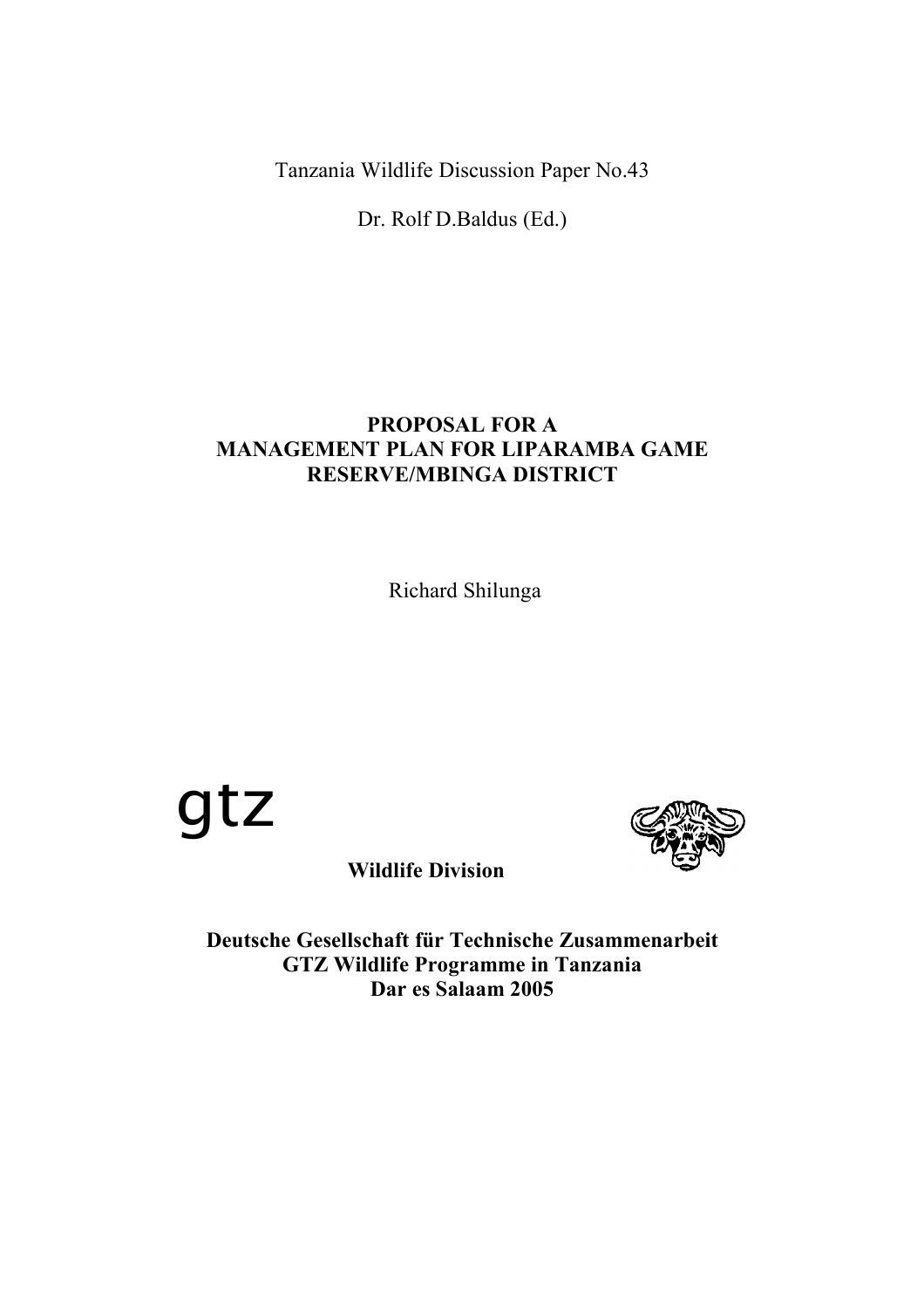Tanzania Wildlife Discussion Paper No.43

Dr. Rolf D.Baldus (Ed.)

# PROPOSAL FOR A MANAGEMENT PLAN FOR LIPARAMBA GAME RESERVE/MBINGA DISTRICT

Richard Shilunga

gtz

**Wildlife Division**

**Deutsche Gesellschaft für Technische Zusammenarbeit**
**GTZ Wildlife Programme in Tanzania**
**Dar es Salaam 2005**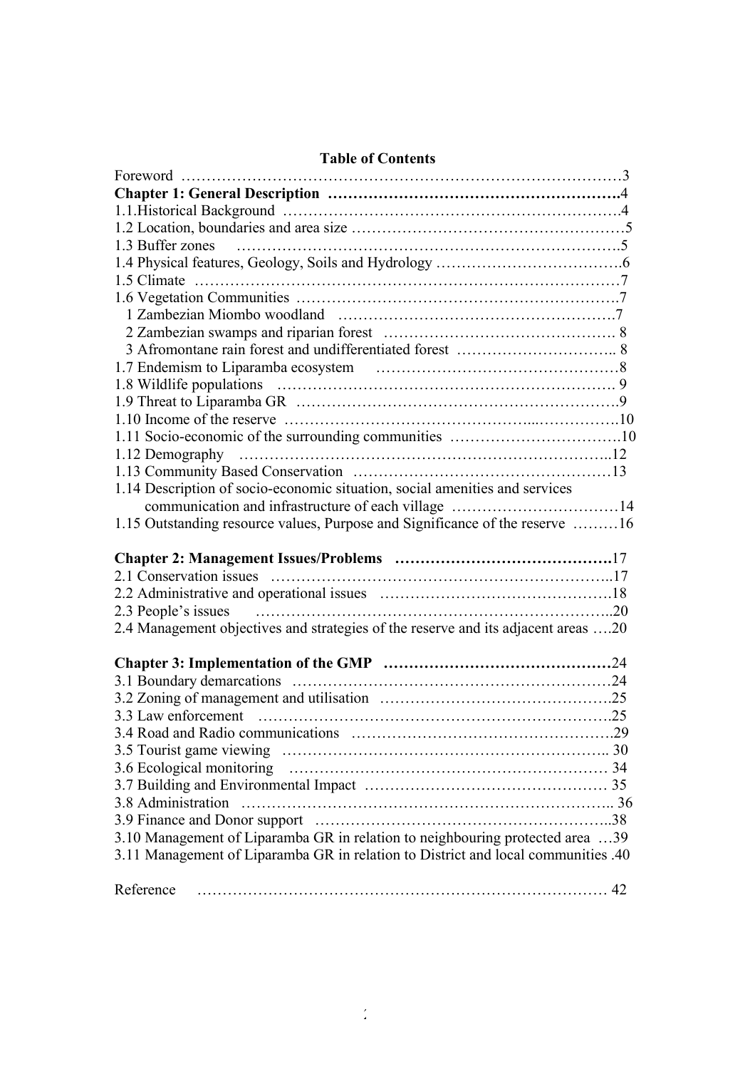**Table of Contents**

Foreword …………………………………………………………………………3

**Chapter 1: General Description ……………………………………………….4**

1.1.Historical Background ……………………………………………………….4

1.2 Location, boundaries and area size ……………………………………………5

1.3 Buffer zones ………………………………………………………………….5

1.4 Physical features, Geology, Soils and Hydrology ……………………………….6

1.5 Climate …………………………………………………………………………7

1.6 Vegetation Communities ……………………………………………………….7

1 Zambezian Miombo woodland ……………………………………………….7

2 Zambezian swamps and riparian forest ………………………………………. 8

3 Afromontane rain forest and undifferentiated forest ………………………….. 8

1.7 Endemism to Liparamba ecosystem …………………………………………8

1.8 Wildlife populations ………………………………………………………. 9

1.9 Threat to Liparamba GR ……………………………………………………….9

1.10 Income of the reserve ………………………………………...…………….10

1.11 Socio-economic of the surrounding communities …………………………….10

1.12 Demography ………………………………………………………………..12

1.13 Community Based Conservation ……………………………………………13

1.14 Description of socio-economic situation, social amenities and services communication and infrastructure of each village ……………………………14

1.15 Outstanding resource values, Purpose and Significance of the reserve ………16

**Chapter 2: Management Issues/Problems …………………………………….17**

2.1 Conservation issues ………………………………………………………...17

2.2 Administrative and operational issues ……………………………………….18

2.3 People's issues ………………………………………………………………..20

2.4 Management objectives and strategies of the reserve and its adjacent areas ….20

**Chapter 3: Implementation of the GMP ………………………………………24**

3.1 Boundary demarcations ……………………………………………………24

3.2 Zoning of management and utilisation ……………………………………….25

3.3 Law enforcement …………………………………………………………….25

3.4 Road and Radio communications …………………………………………….29

3.5 Tourist game viewing ……………………………………………………….. 30

3.6 Ecological monitoring ……………………………………………………… 34

3.7 Building and Environmental Impact ………………………………………… 35

3.8 Administration ……………………………………………………………….. 36

3.9 Finance and Donor support …………………………………………………..38

3.10 Management of Liparamba GR in relation to neighbouring protected area …39

3.11 Management of Liparamba GR in relation to District and local communities .40

Reference ………………………………………………………………………… 42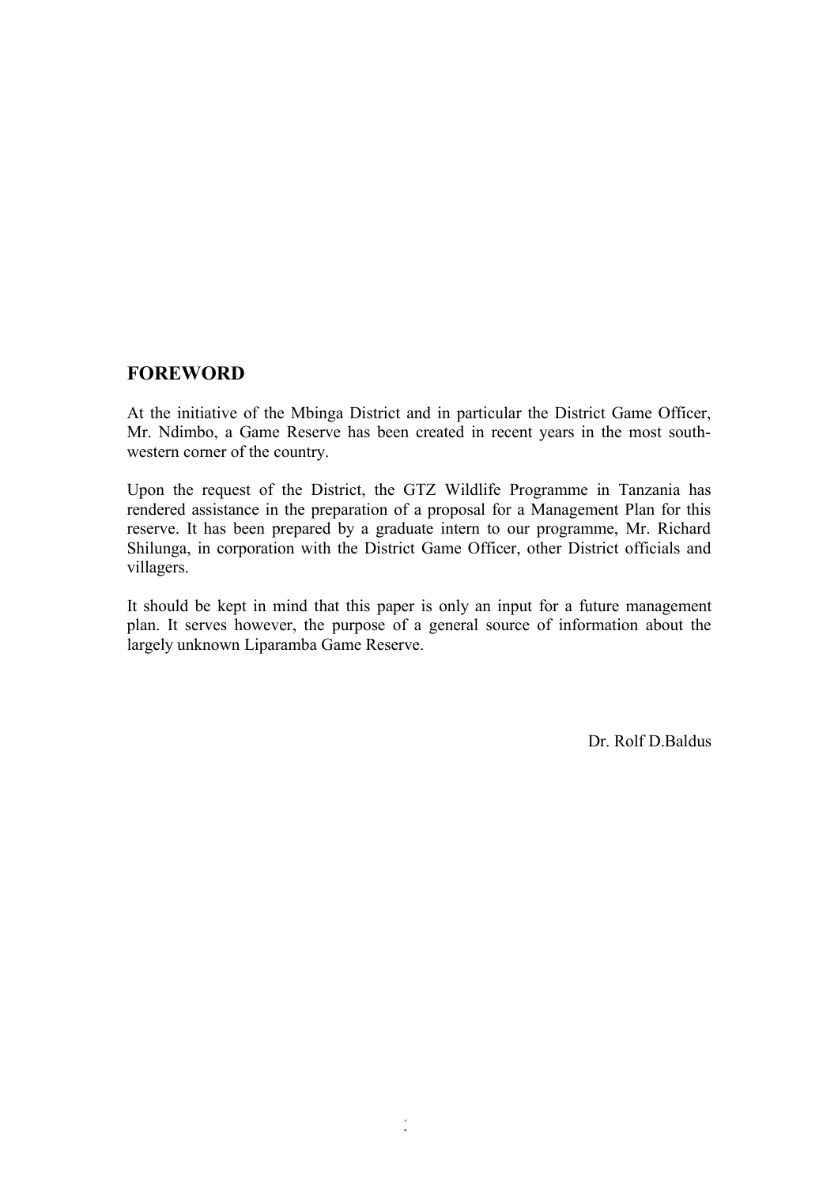## FOREWORD

At the initiative of the Mbinga District and in particular the District Game Officer, Mr. Ndimbo, a Game Reserve has been created in recent years in the most south-western corner of the country.

Upon the request of the District, the GTZ Wildlife Programme in Tanzania has rendered assistance in the preparation of a proposal for a Management Plan for this reserve. It has been prepared by a graduate intern to our programme, Mr. Richard Shilunga, in corporation with the District Game Officer, other District officials and villagers.

It should be kept in mind that this paper is only an input for a future management plan. It serves however, the purpose of a general source of information about the largely unknown Liparamba Game Reserve.

Dr. Rolf D.Baldus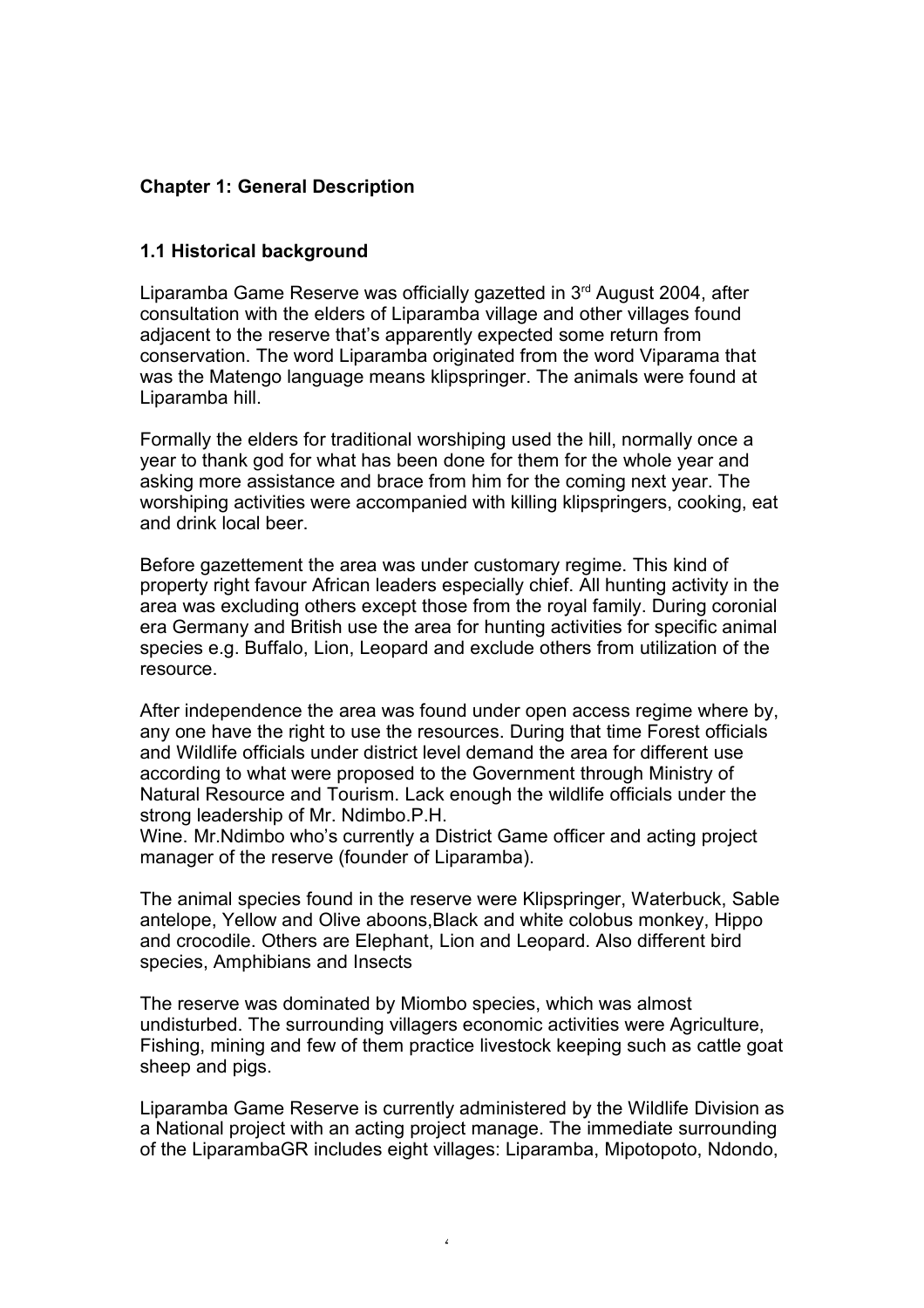## Chapter 1: General Description

### 1.1 Historical background

Liparamba Game Reserve was officially gazetted in 3rd August 2004, after consultation with the elders of Liparamba village and other villages found adjacent to the reserve that's apparently expected some return from conservation. The word Liparamba originated from the word Viparama that was the Matengo language means klipspringer. The animals were found at Liparamba hill.

Formally the elders for traditional worshiping used the hill, normally once a year to thank god for what has been done for them for the whole year and asking more assistance and brace from him for the coming next year. The worshiping activities were accompanied with killing klipspringers, cooking, eat and drink local beer.

Before gazettement the area was under customary regime. This kind of property right favour African leaders especially chief. All hunting activity in the area was excluding others except those from the royal family. During coronial era Germany and British use the area for hunting activities for specific animal species e.g. Buffalo, Lion, Leopard and exclude others from utilization of the resource.

After independence the area was found under open access regime where by, any one have the right to use the resources. During that time Forest officials and Wildlife officials under district level demand the area for different use according to what were proposed to the Government through Ministry of Natural Resource and Tourism. Lack enough the wildlife officials under the strong leadership of Mr. Ndimbo.P.H.
Wine. Mr.Ndimbo who's currently a District Game officer and acting project manager of the reserve (founder of Liparamba).

The animal species found in the reserve were Klipspringer, Waterbuck, Sable antelope, Yellow and Olive aboons,Black and white colobus monkey, Hippo and crocodile. Others are Elephant, Lion and Leopard. Also different bird species, Amphibians and Insects

The reserve was dominated by Miombo species, which was almost undisturbed. The surrounding villagers economic activities were Agriculture, Fishing, mining and few of them practice livestock keeping such as cattle goat sheep and pigs.

Liparamba Game Reserve is currently administered by the Wildlife Division as a National project with an acting project manage. The immediate surrounding of the LiparambaGR includes eight villages: Liparamba, Mipotopoto, Ndondo,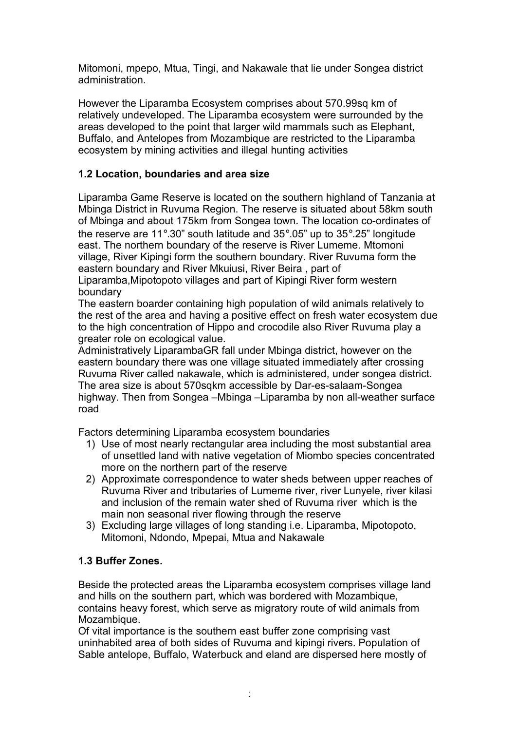Mitomoni, mpepo, Mtua, Tingi, and Nakawale that lie under Songea district administration.

However the Liparamba Ecosystem comprises about 570.99sq km of relatively undeveloped. The Liparamba ecosystem were surrounded by the areas developed to the point that larger wild mammals such as Elephant, Buffalo, and Antelopes from Mozambique are restricted to the Liparamba ecosystem by mining activities and illegal hunting activities

### 1.2 Location, boundaries and area size

Liparamba Game Reserve is located on the southern highland of Tanzania at Mbinga District in Ruvuma Region. The reserve is situated about 58km south of Mbinga and about 175km from Songea town. The location co-ordinates of the reserve are 11°.30" south latitude and 35°.05" up to 35°.25" longitude east. The northern boundary of the reserve is River Lumeme. Mtomoni village, River Kipingi form the southern boundary. River Ruvuma form the eastern boundary and River Mkuiusi, River Beira , part of Liparamba,Mipotopoto villages and part of Kipingi River form western boundary

The eastern boarder containing high population of wild animals relatively to the rest of the area and having a positive effect on fresh water ecosystem due to the high concentration of Hippo and crocodile also River Ruvuma play a greater role on ecological value.

Administratively LiparambaGR fall under Mbinga district, however on the eastern boundary there was one village situated immediately after crossing Ruvuma River called nakawale, which is administered, under songea district. The area size is about 570sqkm accessible by Dar-es-salaam-Songea highway. Then from Songea –Mbinga –Liparamba by non all-weather surface road

Factors determining Liparamba ecosystem boundaries

1) Use of most nearly rectangular area including the most substantial area of unsettled land with native vegetation of Miombo species concentrated more on the northern part of the reserve
2) Approximate correspondence to water sheds between upper reaches of Ruvuma River and tributaries of Lumeme river, river Lunyele, river kilasi and inclusion of the remain water shed of Ruvuma river which is the main non seasonal river flowing through the reserve
3) Excluding large villages of long standing i.e. Liparamba, Mipotopoto, Mitomoni, Ndondo, Mpepai, Mtua and Nakawale

### 1.3 Buffer Zones.

Beside the protected areas the Liparamba ecosystem comprises village land and hills on the southern part, which was bordered with Mozambique, contains heavy forest, which serve as migratory route of wild animals from Mozambique.

Of vital importance is the southern east buffer zone comprising vast uninhabited area of both sides of Ruvuma and kipingi rivers. Population of Sable antelope, Buffalo, Waterbuck and eland are dispersed here mostly of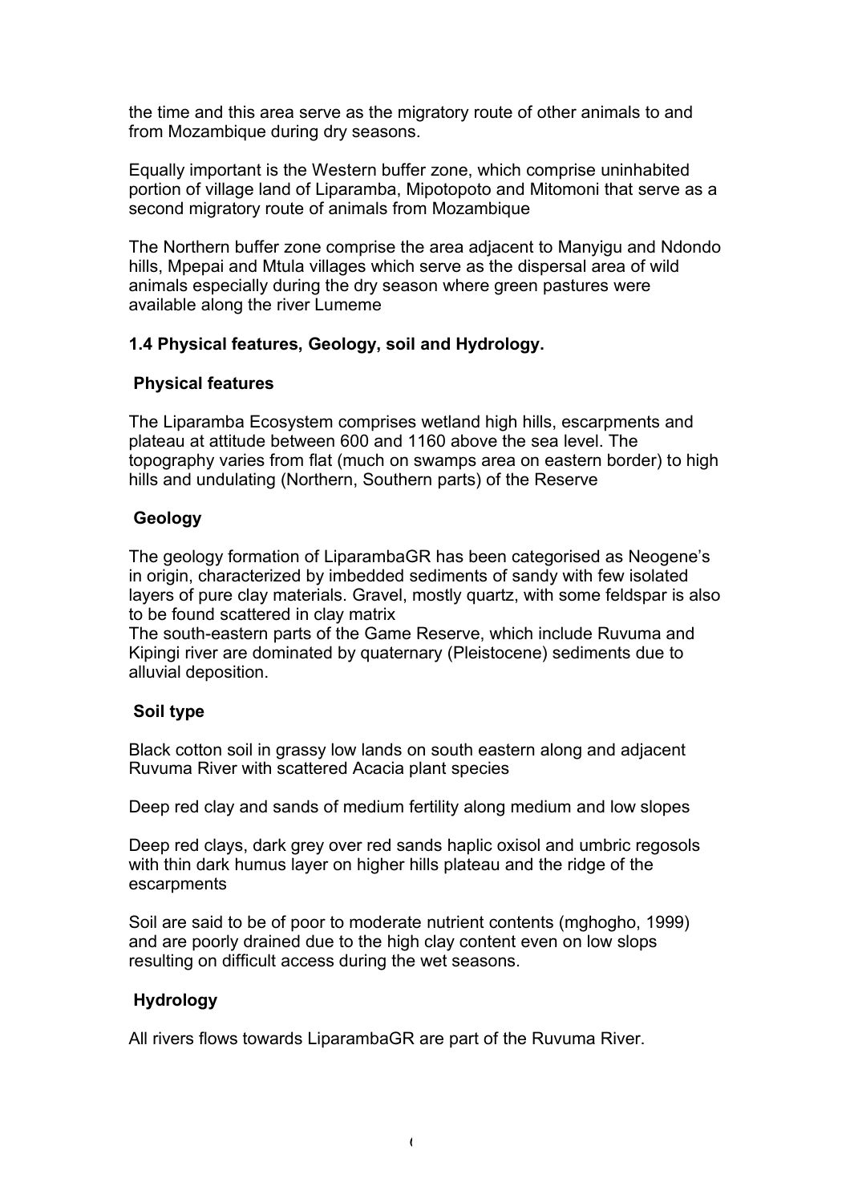the time and this area serve as the migratory route of other animals to and from Mozambique during dry seasons.

Equally important is the Western buffer zone, which comprise uninhabited portion of village land of Liparamba, Mipotopoto and Mitomoni that serve as a second migratory route of animals from Mozambique

The Northern buffer zone comprise the area adjacent to Manyigu and Ndondo hills, Mpepai and Mtula villages which serve as the dispersal area of wild animals especially during the dry season where green pastures were available along the river Lumeme

### 1.4 Physical features, Geology, soil and Hydrology.

#### Physical features

The Liparamba Ecosystem comprises wetland high hills, escarpments and plateau at attitude between 600 and 1160 above the sea level. The topography varies from flat (much on swamps area on eastern border) to high hills and undulating (Northern, Southern parts) of the Reserve

#### Geology

The geology formation of LiparambaGR has been categorised as Neogene's in origin, characterized by imbedded sediments of sandy with few isolated layers of pure clay materials. Gravel, mostly quartz, with some feldspar is also to be found scattered in clay matrix
The south-eastern parts of the Game Reserve, which include Ruvuma and Kipingi river are dominated by quaternary (Pleistocene) sediments due to alluvial deposition.

#### Soil type

Black cotton soil in grassy low lands on south eastern along and adjacent Ruvuma River with scattered Acacia plant species

Deep red clay and sands of medium fertility along medium and low slopes

Deep red clays, dark grey over red sands haplic oxisol and umbric regosols with thin dark humus layer on higher hills plateau and the ridge of the escarpments

Soil are said to be of poor to moderate nutrient contents (mghogho, 1999) and are poorly drained due to the high clay content even on low slops resulting on difficult access during the wet seasons.

#### Hydrology

All rivers flows towards LiparambaGR are part of the Ruvuma River.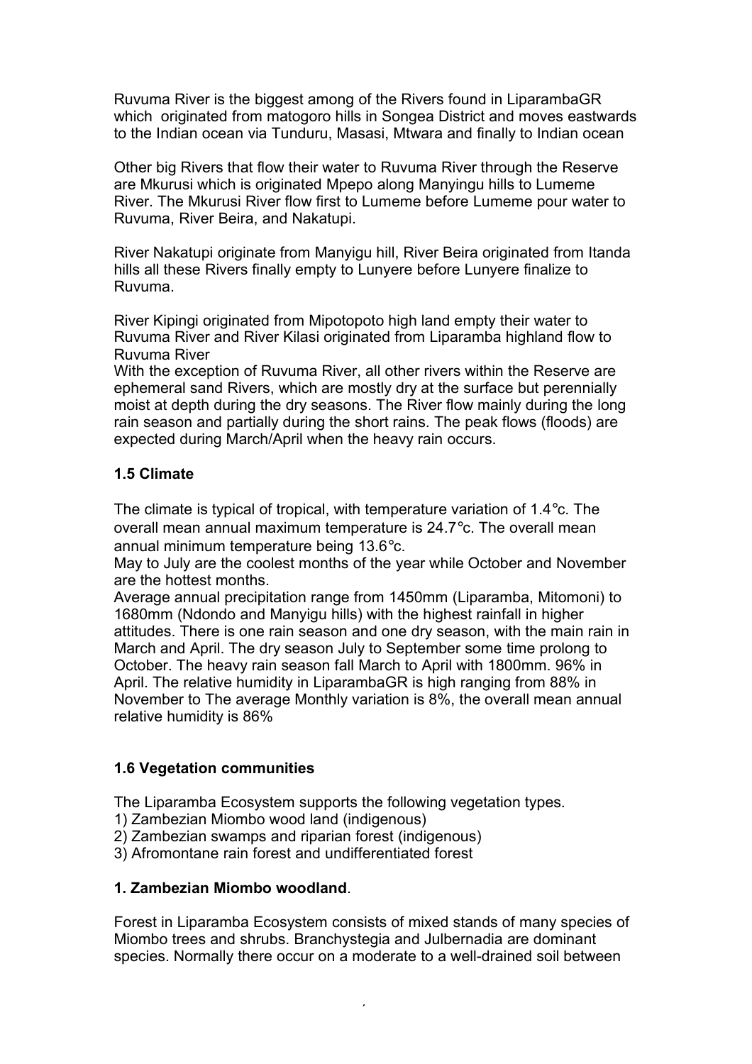Ruvuma River is the biggest among of the Rivers found in LiparambaGR which originated from matogoro hills in Songea District and moves eastwards to the Indian ocean via Tunduru, Masasi, Mtwara and finally to Indian ocean

Other big Rivers that flow their water to Ruvuma River through the Reserve are Mkurusi which is originated Mpepo along Manyingu hills to Lumeme River. The Mkurusi River flow first to Lumeme before Lumeme pour water to Ruvuma, River Beira, and Nakatupi.

River Nakatupi originate from Manyigu hill, River Beira originated from Itanda hills all these Rivers finally empty to Lunyere before Lunyere finalize to Ruvuma.

River Kipingi originated from Mipotopoto high land empty their water to Ruvuma River and River Kilasi originated from Liparamba highland flow to Ruvuma River

With the exception of Ruvuma River, all other rivers within the Reserve are ephemeral sand Rivers, which are mostly dry at the surface but perennially moist at depth during the dry seasons. The River flow mainly during the long rain season and partially during the short rains. The peak flows (floods) are expected during March/April when the heavy rain occurs.

### 1.5 Climate

The climate is typical of tropical, with temperature variation of 1.4°c. The overall mean annual maximum temperature is 24.7°c. The overall mean annual minimum temperature being 13.6°c.

May to July are the coolest months of the year while October and November are the hottest months.

Average annual precipitation range from 1450mm (Liparamba, Mitomoni) to 1680mm (Ndondo and Manyigu hills) with the highest rainfall in higher attitudes. There is one rain season and one dry season, with the main rain in March and April. The dry season July to September some time prolong to October. The heavy rain season fall March to April with 1800mm. 96% in April. The relative humidity in LiparambaGR is high ranging from 88% in November to The average Monthly variation is 8%, the overall mean annual relative humidity is 86%

### 1.6 Vegetation communities

The Liparamba Ecosystem supports the following vegetation types.

1) Zambezian Miombo wood land (indigenous)
2) Zambezian swamps and riparian forest (indigenous)
3) Afromontane rain forest and undifferentiated forest

**1. Zambezian Miombo woodland**.

Forest in Liparamba Ecosystem consists of mixed stands of many species of Miombo trees and shrubs. Branchystegia and Julbernadia are dominant species. Normally there occur on a moderate to a well-drained soil between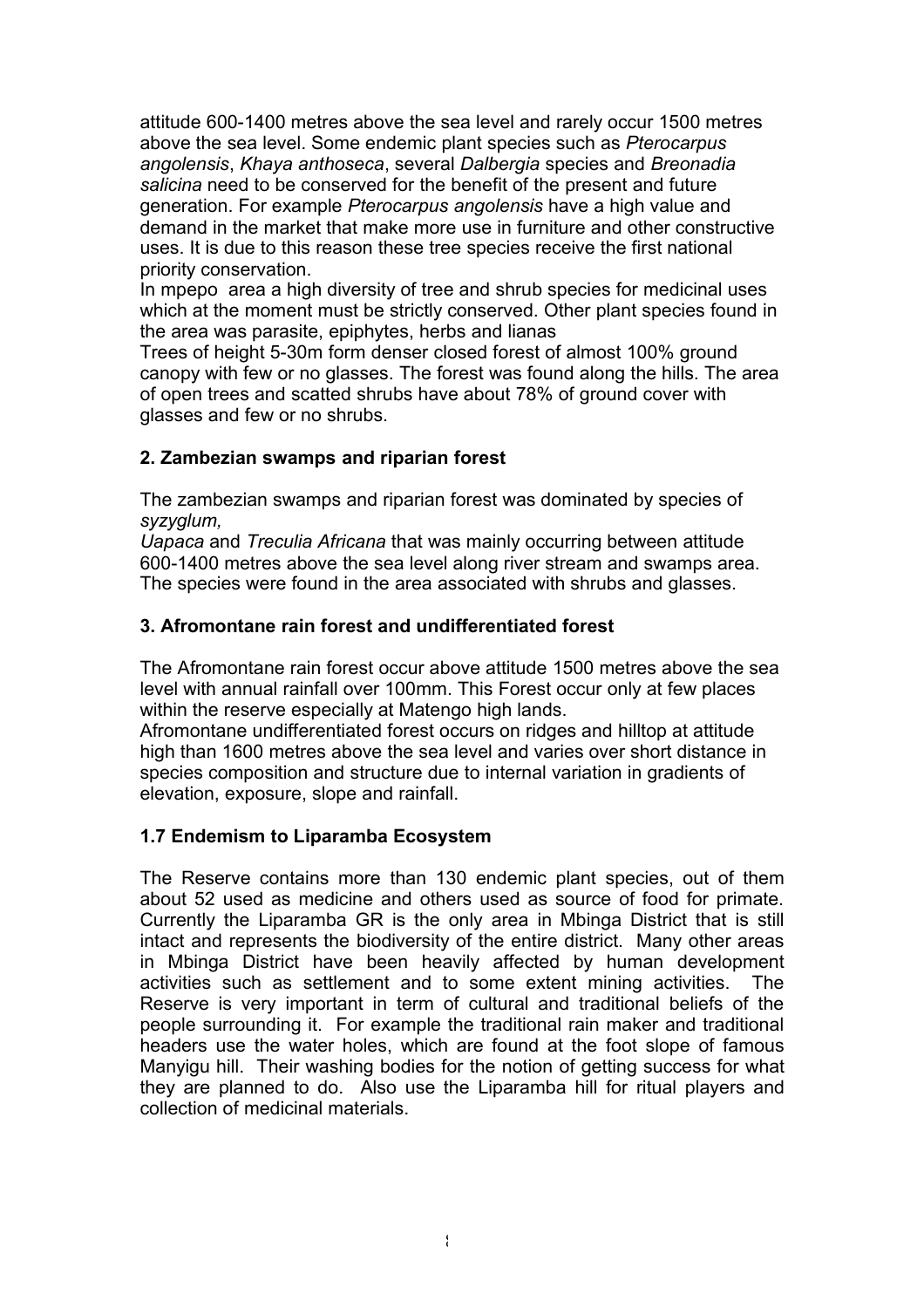attitude 600-1400 metres above the sea level and rarely occur 1500 metres above the sea level. Some endemic plant species such as *Pterocarpus angolensis*, *Khaya anthoseca*, several *Dalbergia* species and *Breonadia salicina* need to be conserved for the benefit of the present and future generation. For example *Pterocarpus angolensis* have a high value and demand in the market that make more use in furniture and other constructive uses. It is due to this reason these tree species receive the first national priority conservation.

In mpepo area a high diversity of tree and shrub species for medicinal uses which at the moment must be strictly conserved. Other plant species found in the area was parasite, epiphytes, herbs and lianas

Trees of height 5-30m form denser closed forest of almost 100% ground canopy with few or no glasses. The forest was found along the hills. The area of open trees and scatted shrubs have about 78% of ground cover with glasses and few or no shrubs.

### 2. Zambezian swamps and riparian forest

The zambezian swamps and riparian forest was dominated by species of *syzyglum*, *Uapaca* and *Treculia Africana* that was mainly occurring between attitude 600-1400 metres above the sea level along river stream and swamps area. The species were found in the area associated with shrubs and glasses.

### 3. Afromontane rain forest and undifferentiated forest

The Afromontane rain forest occur above attitude 1500 metres above the sea level with annual rainfall over 100mm. This Forest occur only at few places within the reserve especially at Matengo high lands.

Afromontane undifferentiated forest occurs on ridges and hilltop at attitude high than 1600 metres above the sea level and varies over short distance in species composition and structure due to internal variation in gradients of elevation, exposure, slope and rainfall.

## 1.7 Endemism to Liparamba Ecosystem

The Reserve contains more than 130 endemic plant species, out of them about 52 used as medicine and others used as source of food for primate. Currently the Liparamba GR is the only area in Mbinga District that is still intact and represents the biodiversity of the entire district. Many other areas in Mbinga District have been heavily affected by human development activities such as settlement and to some extent mining activities. The Reserve is very important in term of cultural and traditional beliefs of the people surrounding it. For example the traditional rain maker and traditional headers use the water holes, which are found at the foot slope of famous Manyigu hill. Their washing bodies for the notion of getting success for what they are planned to do. Also use the Liparamba hill for ritual players and collection of medicinal materials.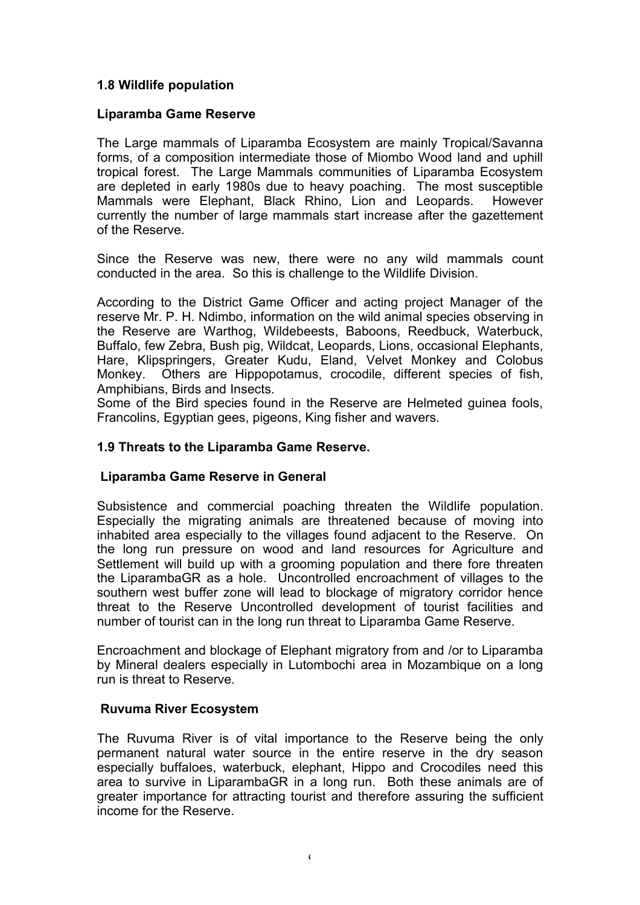## 1.8 Wildlife population

### Liparamba Game Reserve

The Large mammals of Liparamba Ecosystem are mainly Tropical/Savanna forms, of a composition intermediate those of Miombo Wood land and uphill tropical forest. The Large Mammals communities of Liparamba Ecosystem are depleted in early 1980s due to heavy poaching. The most susceptible Mammals were Elephant, Black Rhino, Lion and Leopards. However currently the number of large mammals start increase after the gazettement of the Reserve.

Since the Reserve was new, there were no any wild mammals count conducted in the area. So this is challenge to the Wildlife Division.

According to the District Game Officer and acting project Manager of the reserve Mr. P. H. Ndimbo, information on the wild animal species observing in the Reserve are Warthog, Wildebeests, Baboons, Reedbuck, Waterbuck, Buffalo, few Zebra, Bush pig, Wildcat, Leopards, Lions, occasional Elephants, Hare, Klipspringers, Greater Kudu, Eland, Velvet Monkey and Colobus Monkey. Others are Hippopotamus, crocodile, different species of fish, Amphibians, Birds and Insects.
Some of the Bird species found in the Reserve are Helmeted guinea fools, Francolins, Egyptian gees, pigeons, King fisher and wavers.

## 1.9 Threats to the Liparamba Game Reserve.

### Liparamba Game Reserve in General

Subsistence and commercial poaching threaten the Wildlife population. Especially the migrating animals are threatened because of moving into inhabited area especially to the villages found adjacent to the Reserve. On the long run pressure on wood and land resources for Agriculture and Settlement will build up with a grooming population and there fore threaten the LiparambaGR as a hole. Uncontrolled encroachment of villages to the southern west buffer zone will lead to blockage of migratory corridor hence threat to the Reserve Uncontrolled development of tourist facilities and number of tourist can in the long run threat to Liparamba Game Reserve.

Encroachment and blockage of Elephant migratory from and /or to Liparamba by Mineral dealers especially in Lutombochi area in Mozambique on a long run is threat to Reserve.

### Ruvuma River Ecosystem

The Ruvuma River is of vital importance to the Reserve being the only permanent natural water source in the entire reserve in the dry season especially buffaloes, waterbuck, elephant, Hippo and Crocodiles need this area to survive in LiparambaGR in a long run. Both these animals are of greater importance for attracting tourist and therefore assuring the sufficient income for the Reserve.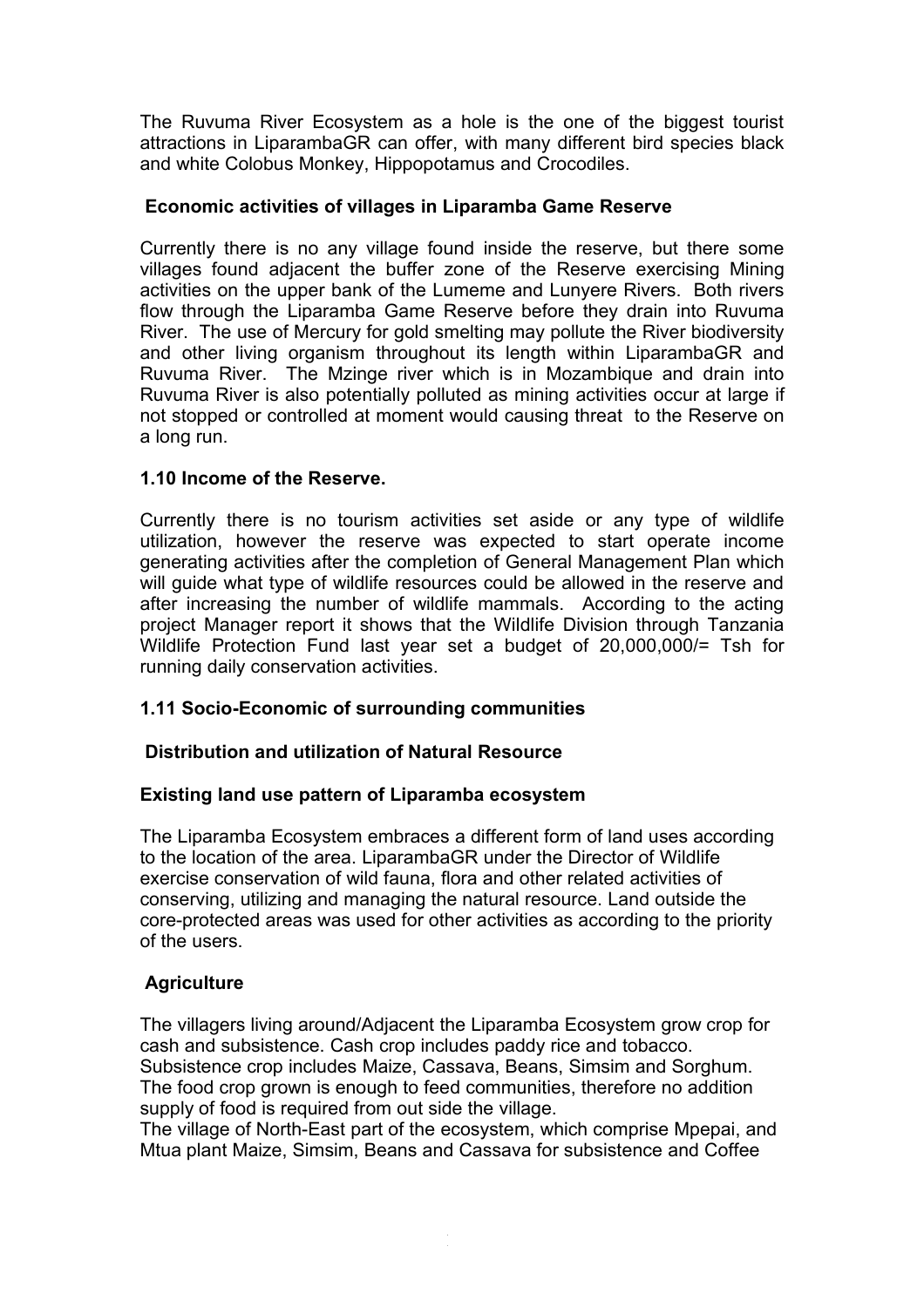The Ruvuma River Ecosystem as a hole is the one of the biggest tourist attractions in LiparambaGR can offer, with many different bird species black and white Colobus Monkey, Hippopotamus and Crocodiles.

### Economic activities of villages in Liparamba Game Reserve

Currently there is no any village found inside the reserve, but there some villages found adjacent the buffer zone of the Reserve exercising Mining activities on the upper bank of the Lumeme and Lunyere Rivers. Both rivers flow through the Liparamba Game Reserve before they drain into Ruvuma River. The use of Mercury for gold smelting may pollute the River biodiversity and other living organism throughout its length within LiparambaGR and Ruvuma River. The Mzinge river which is in Mozambique and drain into Ruvuma River is also potentially polluted as mining activities occur at large if not stopped or controlled at moment would causing threat to the Reserve on a long run.

### 1.10 Income of the Reserve.

Currently there is no tourism activities set aside or any type of wildlife utilization, however the reserve was expected to start operate income generating activities after the completion of General Management Plan which will guide what type of wildlife resources could be allowed in the reserve and after increasing the number of wildlife mammals. According to the acting project Manager report it shows that the Wildlife Division through Tanzania Wildlife Protection Fund last year set a budget of 20,000,000/= Tsh for running daily conservation activities.

### 1.11 Socio-Economic of surrounding communities

### Distribution and utilization of Natural Resource

### Existing land use pattern of Liparamba ecosystem

The Liparamba Ecosystem embraces a different form of land uses according to the location of the area. LiparambaGR under the Director of Wildlife exercise conservation of wild fauna, flora and other related activities of conserving, utilizing and managing the natural resource. Land outside the core-protected areas was used for other activities as according to the priority of the users.

### Agriculture

The villagers living around/Adjacent the Liparamba Ecosystem grow crop for cash and subsistence. Cash crop includes paddy rice and tobacco. Subsistence crop includes Maize, Cassava, Beans, Simsim and Sorghum. The food crop grown is enough to feed communities, therefore no addition supply of food is required from out side the village.

The village of North-East part of the ecosystem, which comprise Mpepai, and Mtua plant Maize, Simsim, Beans and Cassava for subsistence and Coffee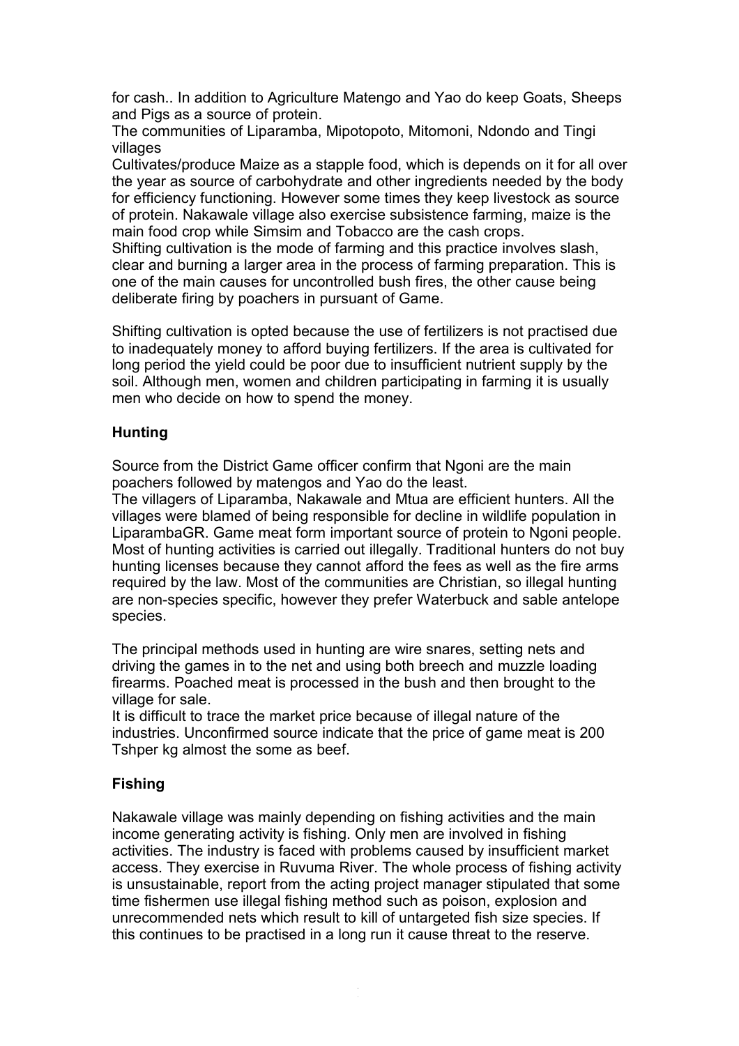for cash.. In addition to Agriculture Matengo and Yao do keep Goats, Sheeps and Pigs as a source of protein.

The communities of Liparamba, Mipotopoto, Mitomoni, Ndondo and Tingi villages

Cultivates/produce Maize as a stapple food, which is depends on it for all over the year as source of carbohydrate and other ingredients needed by the body for efficiency functioning. However some times they keep livestock as source of protein. Nakawale village also exercise subsistence farming, maize is the main food crop while Simsim and Tobacco are the cash crops.

Shifting cultivation is the mode of farming and this practice involves slash, clear and burning a larger area in the process of farming preparation. This is one of the main causes for uncontrolled bush fires, the other cause being deliberate firing by poachers in pursuant of Game.

Shifting cultivation is opted because the use of fertilizers is not practised due to inadequately money to afford buying fertilizers. If the area is cultivated for long period the yield could be poor due to insufficient nutrient supply by the soil. Although men, women and children participating in farming it is usually men who decide on how to spend the money.

### Hunting

Source from the District Game officer confirm that Ngoni are the main poachers followed by matengos and Yao do the least.

The villagers of Liparamba, Nakawale and Mtua are efficient hunters. All the villages were blamed of being responsible for decline in wildlife population in LiparambaGR. Game meat form important source of protein to Ngoni people. Most of hunting activities is carried out illegally. Traditional hunters do not buy hunting licenses because they cannot afford the fees as well as the fire arms required by the law. Most of the communities are Christian, so illegal hunting are non-species specific, however they prefer Waterbuck and sable antelope species.

The principal methods used in hunting are wire snares, setting nets and driving the games in to the net and using both breech and muzzle loading firearms. Poached meat is processed in the bush and then brought to the village for sale.

It is difficult to trace the market price because of illegal nature of the industries. Unconfirmed source indicate that the price of game meat is 200 Tshper kg almost the some as beef.

### Fishing

Nakawale village was mainly depending on fishing activities and the main income generating activity is fishing. Only men are involved in fishing activities. The industry is faced with problems caused by insufficient market access. They exercise in Ruvuma River. The whole process of fishing activity is unsustainable, report from the acting project manager stipulated that some time fishermen use illegal fishing method such as poison, explosion and unrecommended nets which result to kill of untargeted fish size species. If this continues to be practised in a long run it cause threat to the reserve.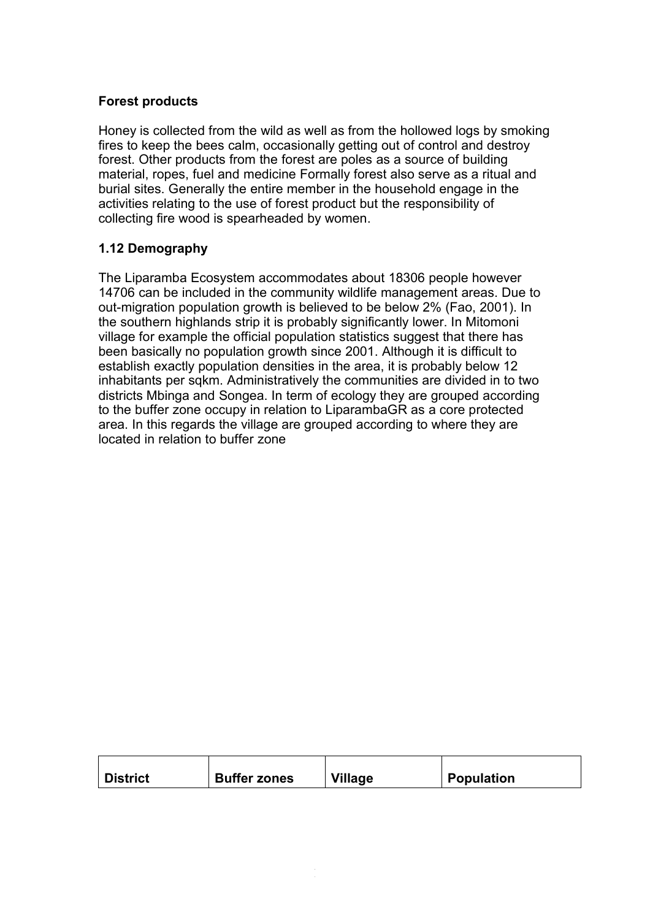**Forest products**

Honey is collected from the wild as well as from the hollowed logs by smoking fires to keep the bees calm, occasionally getting out of control and destroy forest. Other products from the forest are poles as a source of building material, ropes, fuel and medicine Formally forest also serve as a ritual and burial sites. Generally the entire member in the household engage in the activities relating to the use of forest product but the responsibility of collecting fire wood is spearheaded by women.

**1.12 Demography**

The Liparamba Ecosystem accommodates about 18306 people however 14706 can be included in the community wildlife management areas. Due to out-migration population growth is believed to be below 2% (Fao, 2001). In the southern highlands strip it is probably significantly lower. In Mitomoni village for example the official population statistics suggest that there has been basically no population growth since 2001. Although it is difficult to establish exactly population densities in the area, it is probably below 12 inhabitants per sqkm. Administratively the communities are divided in to two districts Mbinga and Songea. In term of ecology they are grouped according to the buffer zone occupy in relation to LiparambaGR as a core protected area. In this regards the village are grouped according to where they are located in relation to buffer zone

| District | Buffer zones | Village | Population |
|---|---|---|---|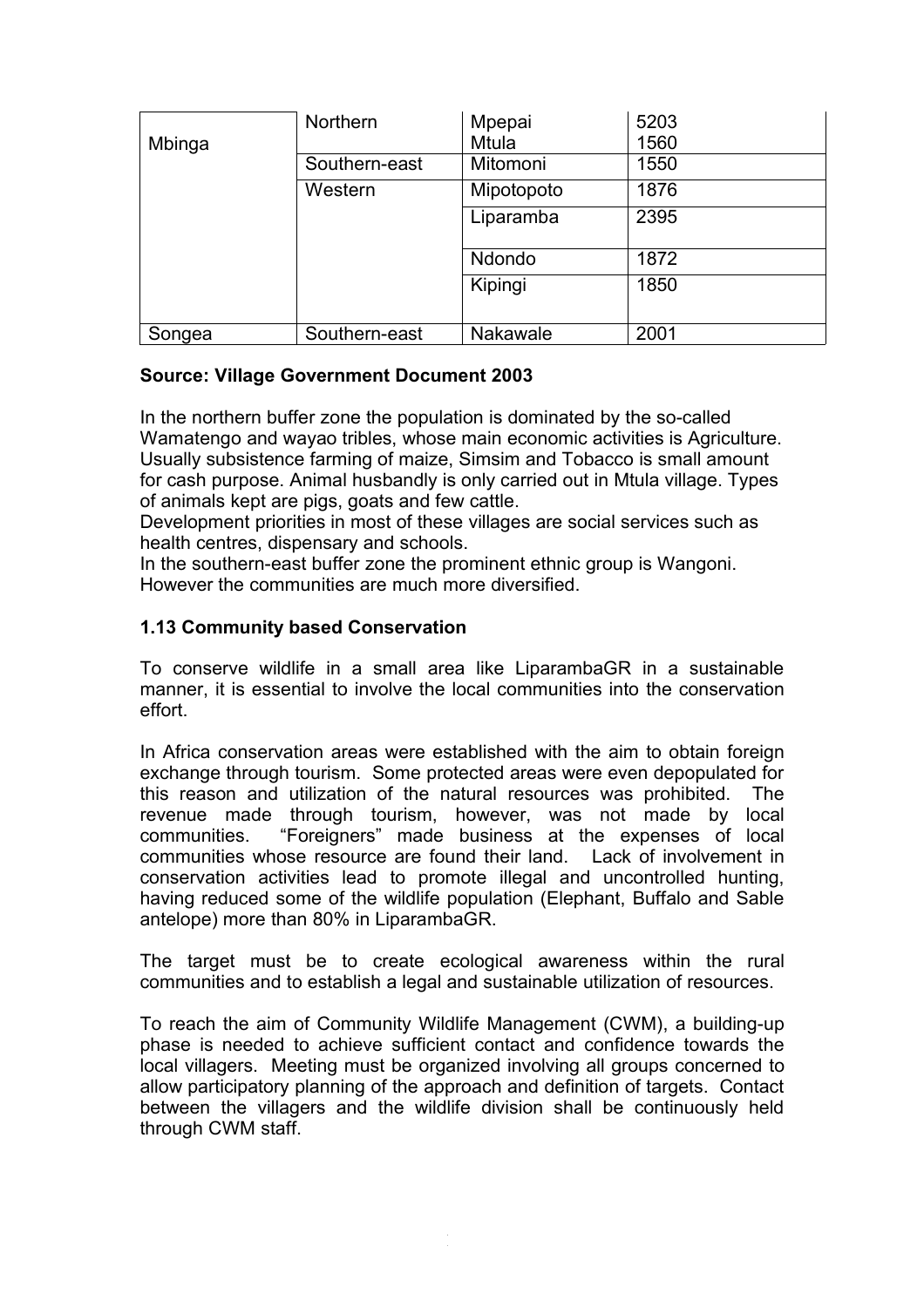| Mbinga | Northern | Mpepai<br>Mtula | 5203<br>1560 |
|---|---|---|---|
| | Southern-east | Mitomoni | 1550 |
| | Western | Mipotopoto | 1876 |
| | | Liparamba | 2395 |
| | | Ndondo | 1872 |
| | | Kipingi | 1850 |
| Songea | Southern-east | Nakawale | 2001 |

**Source: Village Government Document 2003**

In the northern buffer zone the population is dominated by the so-called Wamatengo and wayao tribles, whose main economic activities is Agriculture. Usually subsistence farming of maize, Simsim and Tobacco is small amount for cash purpose. Animal husbandly is only carried out in Mtula village. Types of animals kept are pigs, goats and few cattle.
Development priorities in most of these villages are social services such as health centres, dispensary and schools.
In the southern-east buffer zone the prominent ethnic group is Wangoni. However the communities are much more diversified.

## 1.13 Community based Conservation

To conserve wildlife in a small area like LiparambaGR in a sustainable manner, it is essential to involve the local communities into the conservation effort.

In Africa conservation areas were established with the aim to obtain foreign exchange through tourism. Some protected areas were even depopulated for this reason and utilization of the natural resources was prohibited. The revenue made through tourism, however, was not made by local communities. "Foreigners" made business at the expenses of local communities whose resource are found their land. Lack of involvement in conservation activities lead to promote illegal and uncontrolled hunting, having reduced some of the wildlife population (Elephant, Buffalo and Sable antelope) more than 80% in LiparambaGR.

The target must be to create ecological awareness within the rural communities and to establish a legal and sustainable utilization of resources.

To reach the aim of Community Wildlife Management (CWM), a building-up phase is needed to achieve sufficient contact and confidence towards the local villagers. Meeting must be organized involving all groups concerned to allow participatory planning of the approach and definition of targets. Contact between the villagers and the wildlife division shall be continuously held through CWM staff.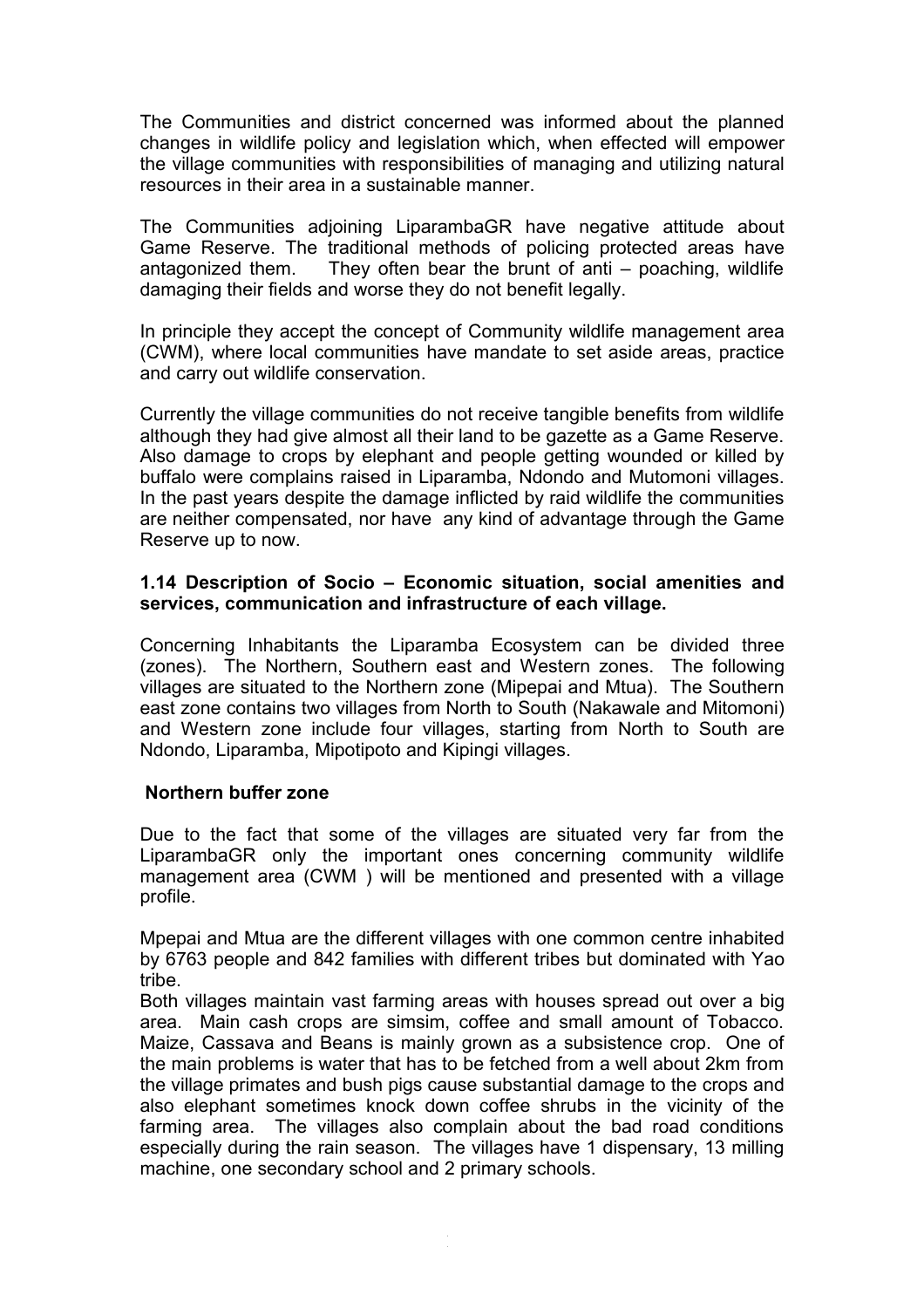The Communities and district concerned was informed about the planned changes in wildlife policy and legislation which, when effected will empower the village communities with responsibilities of managing and utilizing natural resources in their area in a sustainable manner.

The Communities adjoining LiparambaGR have negative attitude about Game Reserve. The traditional methods of policing protected areas have antagonized them. They often bear the brunt of anti – poaching, wildlife damaging their fields and worse they do not benefit legally.

In principle they accept the concept of Community wildlife management area (CWM), where local communities have mandate to set aside areas, practice and carry out wildlife conservation.

Currently the village communities do not receive tangible benefits from wildlife although they had give almost all their land to be gazette as a Game Reserve. Also damage to crops by elephant and people getting wounded or killed by buffalo were complains raised in Liparamba, Ndondo and Mutomoni villages. In the past years despite the damage inflicted by raid wildlife the communities are neither compensated, nor have any kind of advantage through the Game Reserve up to now.

**1.14 Description of Socio – Economic situation, social amenities and services, communication and infrastructure of each village.**

Concerning Inhabitants the Liparamba Ecosystem can be divided three (zones). The Northern, Southern east and Western zones. The following villages are situated to the Northern zone (Mipepai and Mtua). The Southern east zone contains two villages from North to South (Nakawale and Mitomoni) and Western zone include four villages, starting from North to South are Ndondo, Liparamba, Mipotipoto and Kipingi villages.

**Northern buffer zone**

Due to the fact that some of the villages are situated very far from the LiparambaGR only the important ones concerning community wildlife management area (CWM ) will be mentioned and presented with a village profile.

Mpepai and Mtua are the different villages with one common centre inhabited by 6763 people and 842 families with different tribes but dominated with Yao tribe.

Both villages maintain vast farming areas with houses spread out over a big area. Main cash crops are simsim, coffee and small amount of Tobacco. Maize, Cassava and Beans is mainly grown as a subsistence crop. One of the main problems is water that has to be fetched from a well about 2km from the village primates and bush pigs cause substantial damage to the crops and also elephant sometimes knock down coffee shrubs in the vicinity of the farming area. The villages also complain about the bad road conditions especially during the rain season. The villages have 1 dispensary, 13 milling machine, one secondary school and 2 primary schools.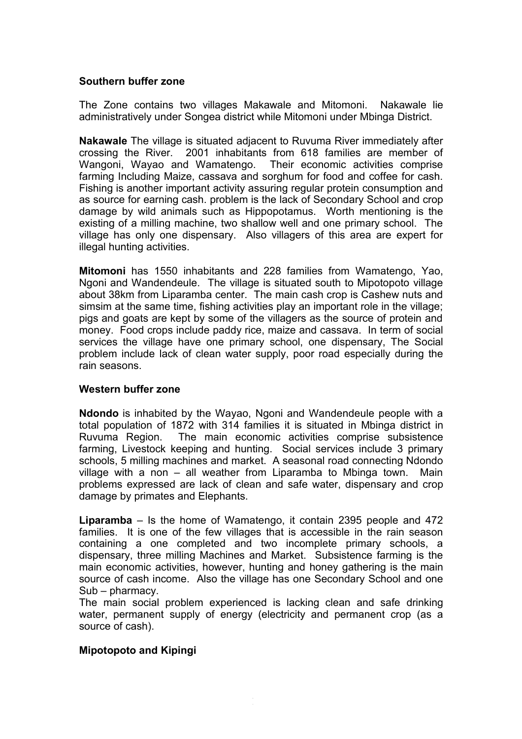**Southern buffer zone**

The Zone contains two villages Makawale and Mitomoni. Nakawale lie administratively under Songea district while Mitomoni under Mbinga District.

**Nakawale** The village is situated adjacent to Ruvuma River immediately after crossing the River. 2001 inhabitants from 618 families are member of Wangoni, Wayao and Wamatengo. Their economic activities comprise farming Including Maize, cassava and sorghum for food and coffee for cash. Fishing is another important activity assuring regular protein consumption and as source for earning cash. problem is the lack of Secondary School and crop damage by wild animals such as Hippopotamus. Worth mentioning is the existing of a milling machine, two shallow well and one primary school. The village has only one dispensary. Also villagers of this area are expert for illegal hunting activities.

**Mitomoni** has 1550 inhabitants and 228 families from Wamatengo, Yao, Ngoni and Wandendeule. The village is situated south to Mipotopoto village about 38km from Liparamba center. The main cash crop is Cashew nuts and simsim at the same time, fishing activities play an important role in the village; pigs and goats are kept by some of the villagers as the source of protein and money. Food crops include paddy rice, maize and cassava. In term of social services the village have one primary school, one dispensary, The Social problem include lack of clean water supply, poor road especially during the rain seasons.

**Western buffer zone**

**Ndondo** is inhabited by the Wayao, Ngoni and Wandendeule people with a total population of 1872 with 314 families it is situated in Mbinga district in Ruvuma Region. The main economic activities comprise subsistence farming, Livestock keeping and hunting. Social services include 3 primary schools, 5 milling machines and market. A seasonal road connecting Ndondo village with a non – all weather from Liparamba to Mbinga town. Main problems expressed are lack of clean and safe water, dispensary and crop damage by primates and Elephants.

**Liparamba** – Is the home of Wamatengo, it contain 2395 people and 472 families. It is one of the few villages that is accessible in the rain season containing a one completed and two incomplete primary schools, a dispensary, three milling Machines and Market. Subsistence farming is the main economic activities, however, hunting and honey gathering is the main source of cash income. Also the village has one Secondary School and one Sub – pharmacy.

The main social problem experienced is lacking clean and safe drinking water, permanent supply of energy (electricity and permanent crop (as a source of cash).

**Mipotopoto and Kipingi**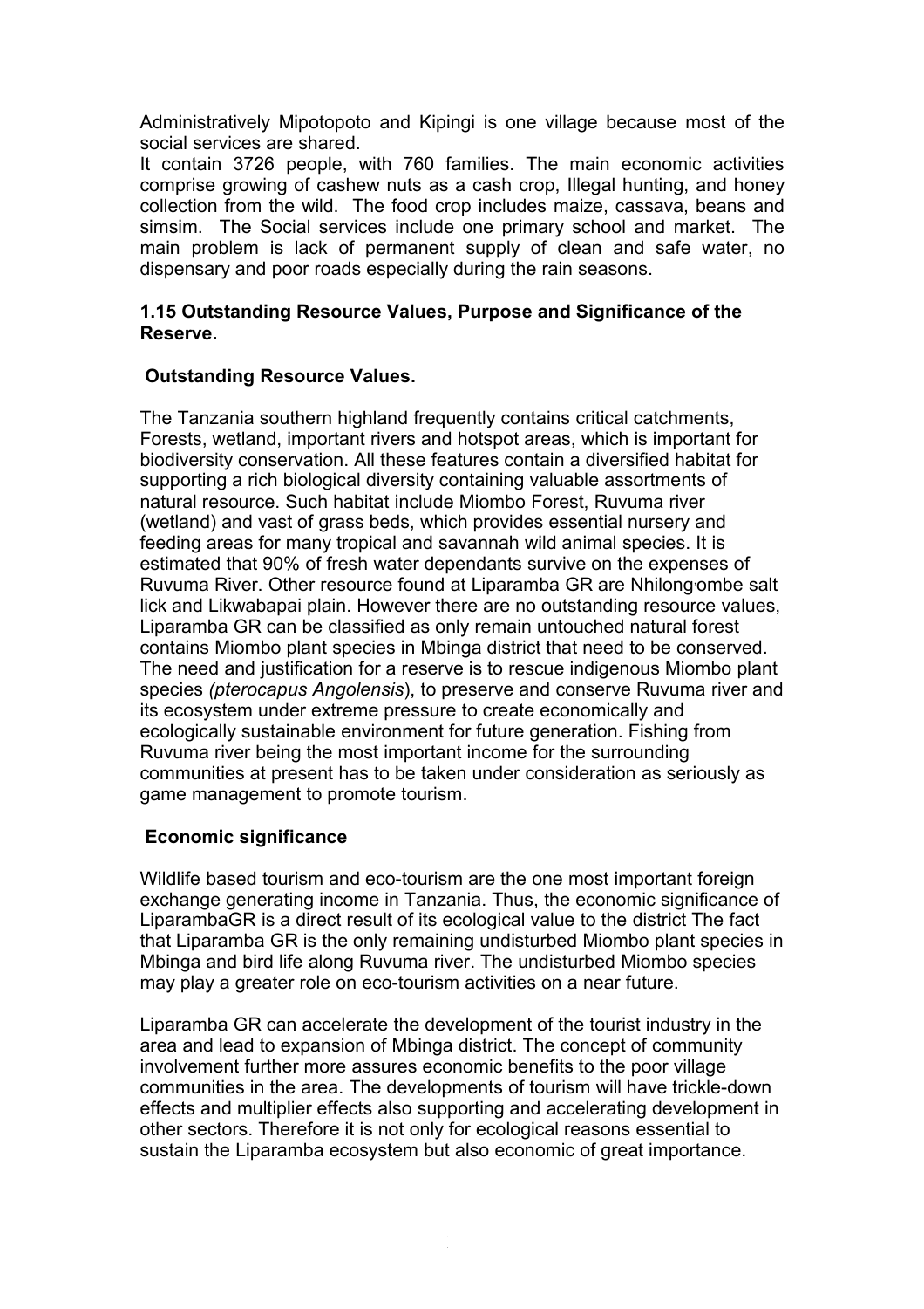Administratively Mipotopoto and Kipingi is one village because most of the social services are shared.

It contain 3726 people, with 760 families. The main economic activities comprise growing of cashew nuts as a cash crop, Illegal hunting, and honey collection from the wild. The food crop includes maize, cassava, beans and simsim. The Social services include one primary school and market. The main problem is lack of permanent supply of clean and safe water, no dispensary and poor roads especially during the rain seasons.

### 1.15 Outstanding Resource Values, Purpose and Significance of the Reserve.

#### Outstanding Resource Values.

The Tanzania southern highland frequently contains critical catchments, Forests, wetland, important rivers and hotspot areas, which is important for biodiversity conservation. All these features contain a diversified habitat for supporting a rich biological diversity containing valuable assortments of natural resource. Such habitat include Miombo Forest, Ruvuma river (wetland) and vast of grass beds, which provides essential nursery and feeding areas for many tropical and savannah wild animal species. It is estimated that 90% of fresh water dependants survive on the expenses of Ruvuma River. Other resource found at Liparamba GR are Nhilong·ombe salt lick and Likwabapai plain. However there are no outstanding resource values, Liparamba GR can be classified as only remain untouched natural forest contains Miombo plant species in Mbinga district that need to be conserved. The need and justification for a reserve is to rescue indigenous Miombo plant species *(pterocapus Angolensis*), to preserve and conserve Ruvuma river and its ecosystem under extreme pressure to create economically and ecologically sustainable environment for future generation. Fishing from Ruvuma river being the most important income for the surrounding communities at present has to be taken under consideration as seriously as game management to promote tourism.

#### Economic significance

Wildlife based tourism and eco-tourism are the one most important foreign exchange generating income in Tanzania. Thus, the economic significance of LiparambaGR is a direct result of its ecological value to the district The fact that Liparamba GR is the only remaining undisturbed Miombo plant species in Mbinga and bird life along Ruvuma river. The undisturbed Miombo species may play a greater role on eco-tourism activities on a near future.

Liparamba GR can accelerate the development of the tourist industry in the area and lead to expansion of Mbinga district. The concept of community involvement further more assures economic benefits to the poor village communities in the area. The developments of tourism will have trickle-down effects and multiplier effects also supporting and accelerating development in other sectors. Therefore it is not only for ecological reasons essential to sustain the Liparamba ecosystem but also economic of great importance.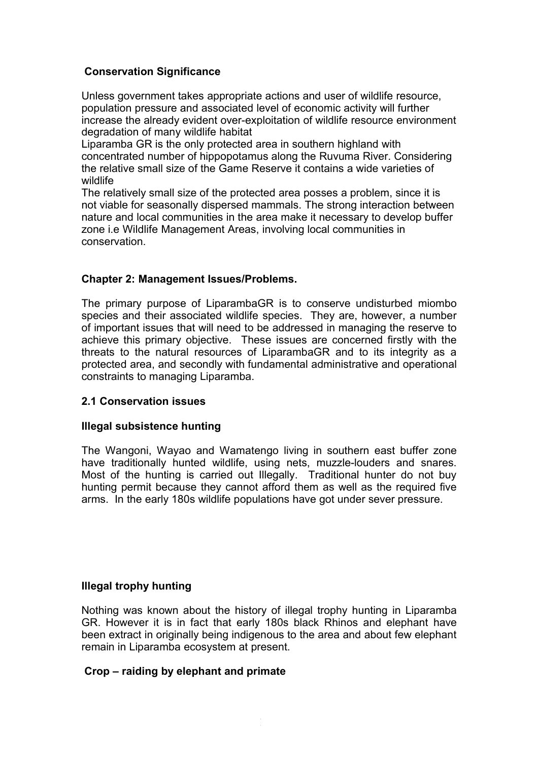**Conservation Significance**

Unless government takes appropriate actions and user of wildlife resource, population pressure and associated level of economic activity will further increase the already evident over-exploitation of wildlife resource environment degradation of many wildlife habitat

Liparamba GR is the only protected area in southern highland with concentrated number of hippopotamus along the Ruvuma River. Considering the relative small size of the Game Reserve it contains a wide varieties of wildlife

The relatively small size of the protected area posses a problem, since it is not viable for seasonally dispersed mammals. The strong interaction between nature and local communities in the area make it necessary to develop buffer zone i.e Wildlife Management Areas, involving local communities in conservation.

## Chapter 2: Management Issues/Problems.

The primary purpose of LiparambaGR is to conserve undisturbed miombo species and their associated wildlife species. They are, however, a number of important issues that will need to be addressed in managing the reserve to achieve this primary objective. These issues are concerned firstly with the threats to the natural resources of LiparambaGR and to its integrity as a protected area, and secondly with fundamental administrative and operational constraints to managing Liparamba.

### 2.1 Conservation issues

**Illegal subsistence hunting**

The Wangoni, Wayao and Wamatengo living in southern east buffer zone have traditionally hunted wildlife, using nets, muzzle-louders and snares. Most of the hunting is carried out Illegally. Traditional hunter do not buy hunting permit because they cannot afford them as well as the required five arms. In the early 180s wildlife populations have got under sever pressure.

**Illegal trophy hunting**

Nothing was known about the history of illegal trophy hunting in Liparamba GR. However it is in fact that early 180s black Rhinos and elephant have been extract in originally being indigenous to the area and about few elephant remain in Liparamba ecosystem at present.

**Crop – raiding by elephant and primate**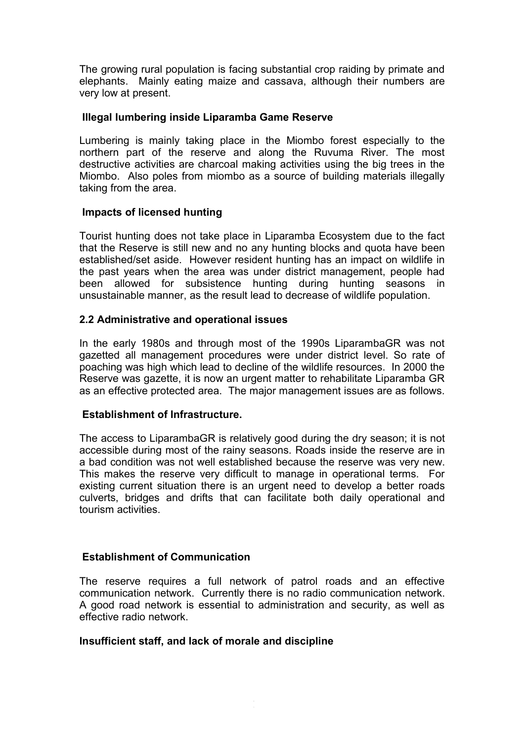The growing rural population is facing substantial crop raiding by primate and elephants. Mainly eating maize and cassava, although their numbers are very low at present.

**Illegal lumbering inside Liparamba Game Reserve**

Lumbering is mainly taking place in the Miombo forest especially to the northern part of the reserve and along the Ruvuma River. The most destructive activities are charcoal making activities using the big trees in the Miombo. Also poles from miombo as a source of building materials illegally taking from the area.

**Impacts of licensed hunting**

Tourist hunting does not take place in Liparamba Ecosystem due to the fact that the Reserve is still new and no any hunting blocks and quota have been established/set aside. However resident hunting has an impact on wildlife in the past years when the area was under district management, people had been allowed for subsistence hunting during hunting seasons in unsustainable manner, as the result lead to decrease of wildlife population.

### 2.2 Administrative and operational issues

In the early 1980s and through most of the 1990s LiparambaGR was not gazetted all management procedures were under district level. So rate of poaching was high which lead to decline of the wildlife resources. In 2000 the Reserve was gazette, it is now an urgent matter to rehabilitate Liparamba GR as an effective protected area. The major management issues are as follows.

**Establishment of Infrastructure.**

The access to LiparambaGR is relatively good during the dry season; it is not accessible during most of the rainy seasons. Roads inside the reserve are in a bad condition was not well established because the reserve was very new. This makes the reserve very difficult to manage in operational terms. For existing current situation there is an urgent need to develop a better roads culverts, bridges and drifts that can facilitate both daily operational and tourism activities.

**Establishment of Communication**

The reserve requires a full network of patrol roads and an effective communication network. Currently there is no radio communication network. A good road network is essential to administration and security, as well as effective radio network.

**Insufficient staff, and lack of morale and discipline**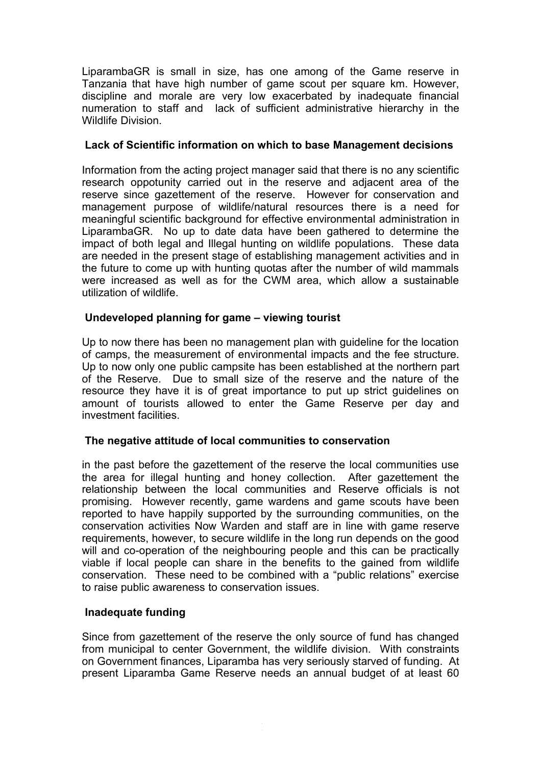LiparambaGR is small in size, has one among of the Game reserve in Tanzania that have high number of game scout per square km. However, discipline and morale are very low exacerbated by inadequate financial numeration to staff and lack of sufficient administrative hierarchy in the Wildlife Division.

**Lack of Scientific information on which to base Management decisions**

Information from the acting project manager said that there is no any scientific research oppotunity carried out in the reserve and adjacent area of the reserve since gazettement of the reserve. However for conservation and management purpose of wildlife/natural resources there is a need for meaningful scientific background for effective environmental administration in LiparambaGR. No up to date data have been gathered to determine the impact of both legal and Illegal hunting on wildlife populations. These data are needed in the present stage of establishing management activities and in the future to come up with hunting quotas after the number of wild mammals were increased as well as for the CWM area, which allow a sustainable utilization of wildlife.

**Undeveloped planning for game – viewing tourist**

Up to now there has been no management plan with guideline for the location of camps, the measurement of environmental impacts and the fee structure. Up to now only one public campsite has been established at the northern part of the Reserve. Due to small size of the reserve and the nature of the resource they have it is of great importance to put up strict guidelines on amount of tourists allowed to enter the Game Reserve per day and investment facilities.

**The negative attitude of local communities to conservation**

in the past before the gazettement of the reserve the local communities use the area for illegal hunting and honey collection. After gazettement the relationship between the local communities and Reserve officials is not promising. However recently, game wardens and game scouts have been reported to have happily supported by the surrounding communities, on the conservation activities Now Warden and staff are in line with game reserve requirements, however, to secure wildlife in the long run depends on the good will and co-operation of the neighbouring people and this can be practically viable if local people can share in the benefits to the gained from wildlife conservation. These need to be combined with a "public relations" exercise to raise public awareness to conservation issues.

**Inadequate funding**

Since from gazettement of the reserve the only source of fund has changed from municipal to center Government, the wildlife division. With constraints on Government finances, Liparamba has very seriously starved of funding. At present Liparamba Game Reserve needs an annual budget of at least 60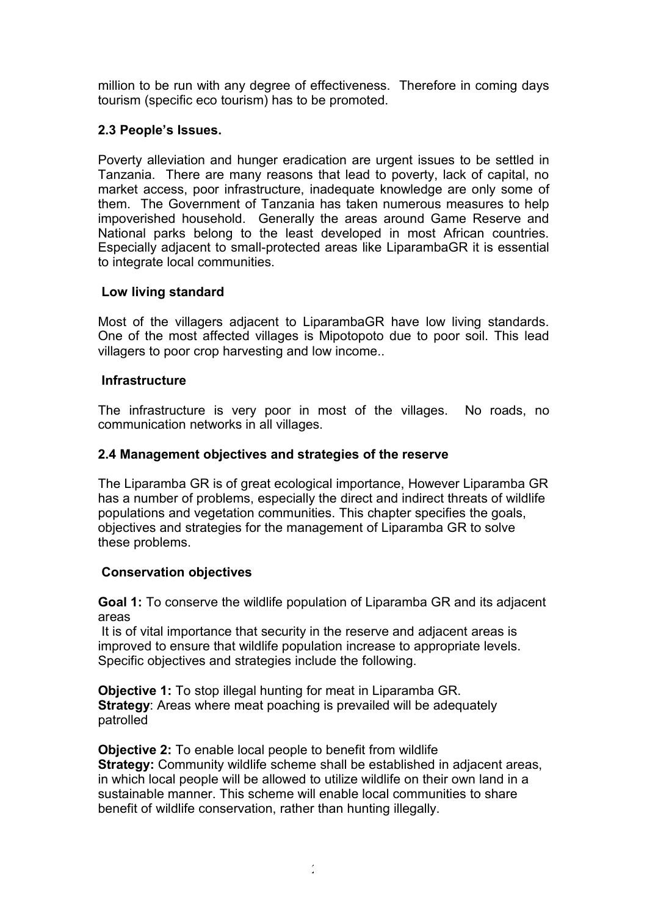million to be run with any degree of effectiveness. Therefore in coming days tourism (specific eco tourism) has to be promoted.

### 2.3 People's Issues.

Poverty alleviation and hunger eradication are urgent issues to be settled in Tanzania. There are many reasons that lead to poverty, lack of capital, no market access, poor infrastructure, inadequate knowledge are only some of them. The Government of Tanzania has taken numerous measures to help impoverished household. Generally the areas around Game Reserve and National parks belong to the least developed in most African countries. Especially adjacent to small-protected areas like LiparambaGR it is essential to integrate local communities.

#### Low living standard

Most of the villagers adjacent to LiparambaGR have low living standards. One of the most affected villages is Mipotopoto due to poor soil. This lead villagers to poor crop harvesting and low income..

#### Infrastructure

The infrastructure is very poor in most of the villages. No roads, no communication networks in all villages.

### 2.4 Management objectives and strategies of the reserve

The Liparamba GR is of great ecological importance, However Liparamba GR has a number of problems, especially the direct and indirect threats of wildlife populations and vegetation communities. This chapter specifies the goals, objectives and strategies for the management of Liparamba GR to solve these problems.

#### Conservation objectives

**Goal 1:** To conserve the wildlife population of Liparamba GR and its adjacent areas

It is of vital importance that security in the reserve and adjacent areas is improved to ensure that wildlife population increase to appropriate levels. Specific objectives and strategies include the following.

**Objective 1:** To stop illegal hunting for meat in Liparamba GR.
**Strategy**: Areas where meat poaching is prevailed will be adequately patrolled

**Objective 2:** To enable local people to benefit from wildlife
**Strategy:** Community wildlife scheme shall be established in adjacent areas, in which local people will be allowed to utilize wildlife on their own land in a sustainable manner. This scheme will enable local communities to share benefit of wildlife conservation, rather than hunting illegally.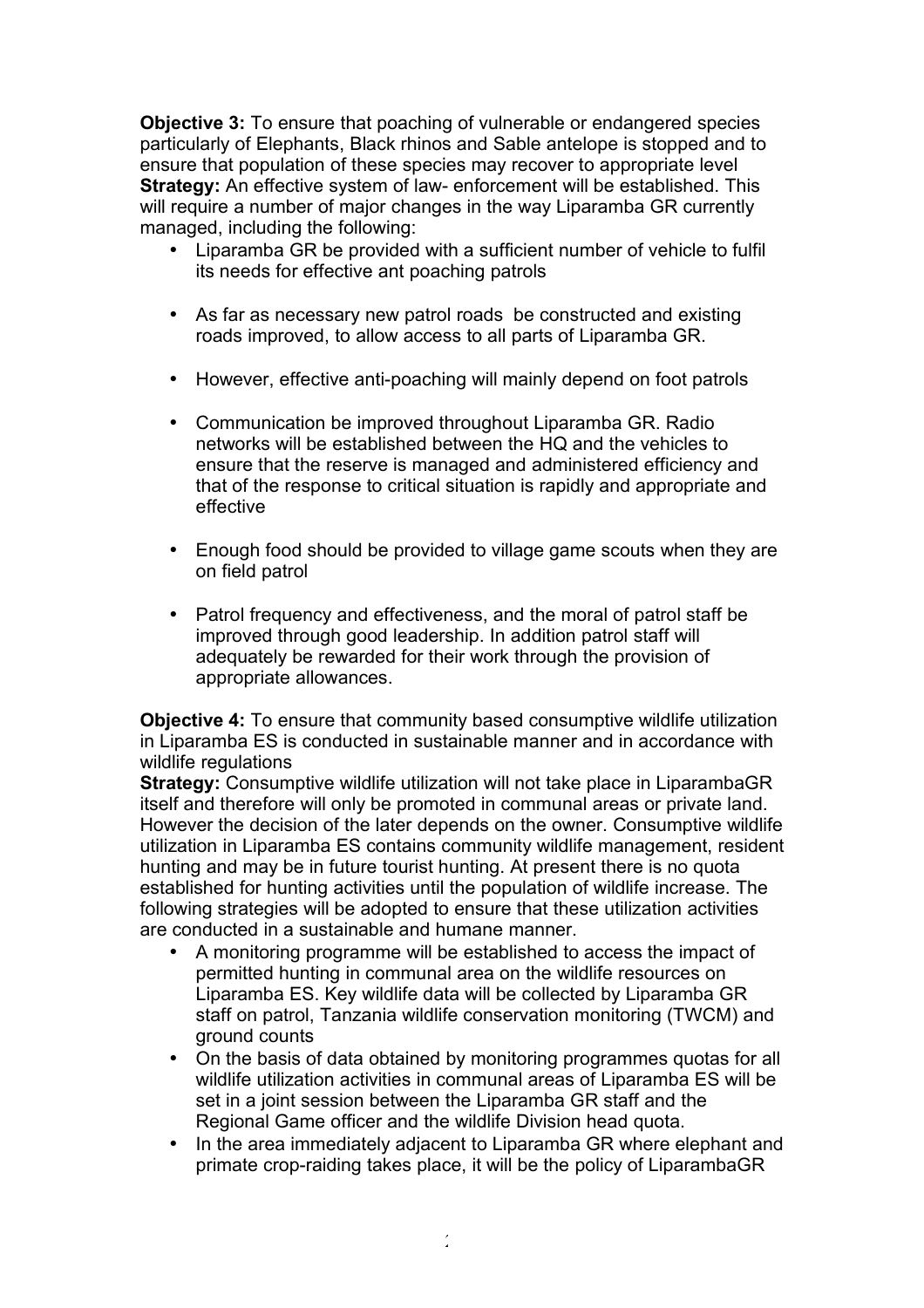**Objective 3:** To ensure that poaching of vulnerable or endangered species particularly of Elephants, Black rhinos and Sable antelope is stopped and to ensure that population of these species may recover to appropriate level

**Strategy:** An effective system of law- enforcement will be established. This will require a number of major changes in the way Liparamba GR currently managed, including the following:

- Liparamba GR be provided with a sufficient number of vehicle to fulfil its needs for effective ant poaching patrols
- As far as necessary new patrol roads be constructed and existing roads improved, to allow access to all parts of Liparamba GR.
- However, effective anti-poaching will mainly depend on foot patrols
- Communication be improved throughout Liparamba GR. Radio networks will be established between the HQ and the vehicles to ensure that the reserve is managed and administered efficiency and that of the response to critical situation is rapidly and appropriate and effective
- Enough food should be provided to village game scouts when they are on field patrol
- Patrol frequency and effectiveness, and the moral of patrol staff be improved through good leadership. In addition patrol staff will adequately be rewarded for their work through the provision of appropriate allowances.

**Objective 4:** To ensure that community based consumptive wildlife utilization in Liparamba ES is conducted in sustainable manner and in accordance with wildlife regulations

**Strategy:** Consumptive wildlife utilization will not take place in LiparambaGR itself and therefore will only be promoted in communal areas or private land. However the decision of the later depends on the owner. Consumptive wildlife utilization in Liparamba ES contains community wildlife management, resident hunting and may be in future tourist hunting. At present there is no quota established for hunting activities until the population of wildlife increase. The following strategies will be adopted to ensure that these utilization activities are conducted in a sustainable and humane manner.

- A monitoring programme will be established to access the impact of permitted hunting in communal area on the wildlife resources on Liparamba ES. Key wildlife data will be collected by Liparamba GR staff on patrol, Tanzania wildlife conservation monitoring (TWCM) and ground counts
- On the basis of data obtained by monitoring programmes quotas for all wildlife utilization activities in communal areas of Liparamba ES will be set in a joint session between the Liparamba GR staff and the Regional Game officer and the wildlife Division head quota.
- In the area immediately adjacent to Liparamba GR where elephant and primate crop-raiding takes place, it will be the policy of LiparambaGR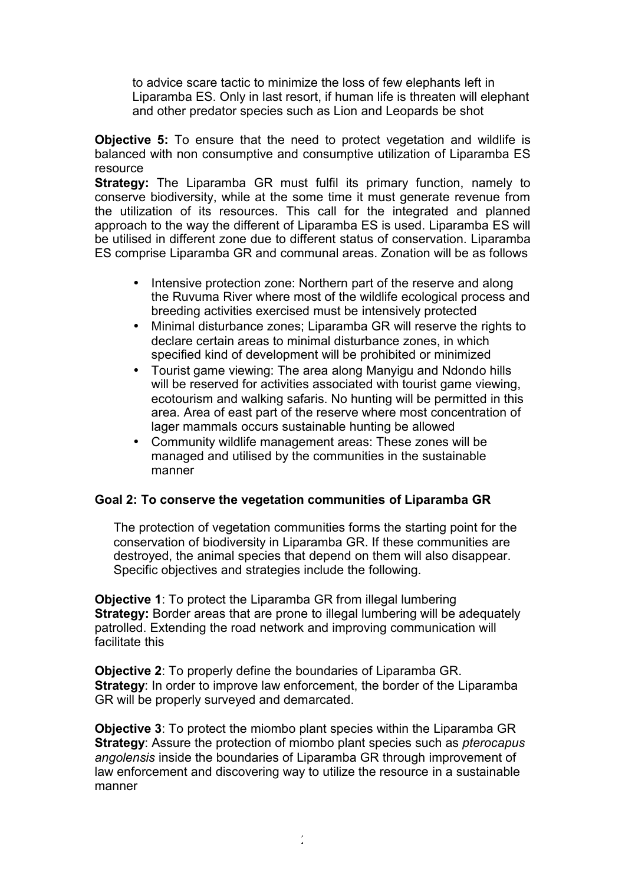to advice scare tactic to minimize the loss of few elephants left in Liparamba ES. Only in last resort, if human life is threaten will elephant and other predator species such as Lion and Leopards be shot

**Objective 5:** To ensure that the need to protect vegetation and wildlife is balanced with non consumptive and consumptive utilization of Liparamba ES resource

**Strategy:** The Liparamba GR must fulfil its primary function, namely to conserve biodiversity, while at the some time it must generate revenue from the utilization of its resources. This call for the integrated and planned approach to the way the different of Liparamba ES is used. Liparamba ES will be utilised in different zone due to different status of conservation. Liparamba ES comprise Liparamba GR and communal areas. Zonation will be as follows

- Intensive protection zone: Northern part of the reserve and along the Ruvuma River where most of the wildlife ecological process and breeding activities exercised must be intensively protected
- Minimal disturbance zones; Liparamba GR will reserve the rights to declare certain areas to minimal disturbance zones, in which specified kind of development will be prohibited or minimized
- Tourist game viewing: The area along Manyigu and Ndondo hills will be reserved for activities associated with tourist game viewing, ecotourism and walking safaris. No hunting will be permitted in this area. Area of east part of the reserve where most concentration of lager mammals occurs sustainable hunting be allowed
- Community wildlife management areas: These zones will be managed and utilised by the communities in the sustainable manner

**Goal 2: To conserve the vegetation communities of Liparamba GR**

The protection of vegetation communities forms the starting point for the conservation of biodiversity in Liparamba GR. If these communities are destroyed, the animal species that depend on them will also disappear. Specific objectives and strategies include the following.

**Objective 1**: To protect the Liparamba GR from illegal lumbering
**Strategy:** Border areas that are prone to illegal lumbering will be adequately patrolled. Extending the road network and improving communication will facilitate this

**Objective 2**: To properly define the boundaries of Liparamba GR.
**Strategy**: In order to improve law enforcement, the border of the Liparamba GR will be properly surveyed and demarcated.

**Objective 3**: To protect the miombo plant species within the Liparamba GR
**Strategy**: Assure the protection of miombo plant species such as *pterocapus angolensis* inside the boundaries of Liparamba GR through improvement of law enforcement and discovering way to utilize the resource in a sustainable manner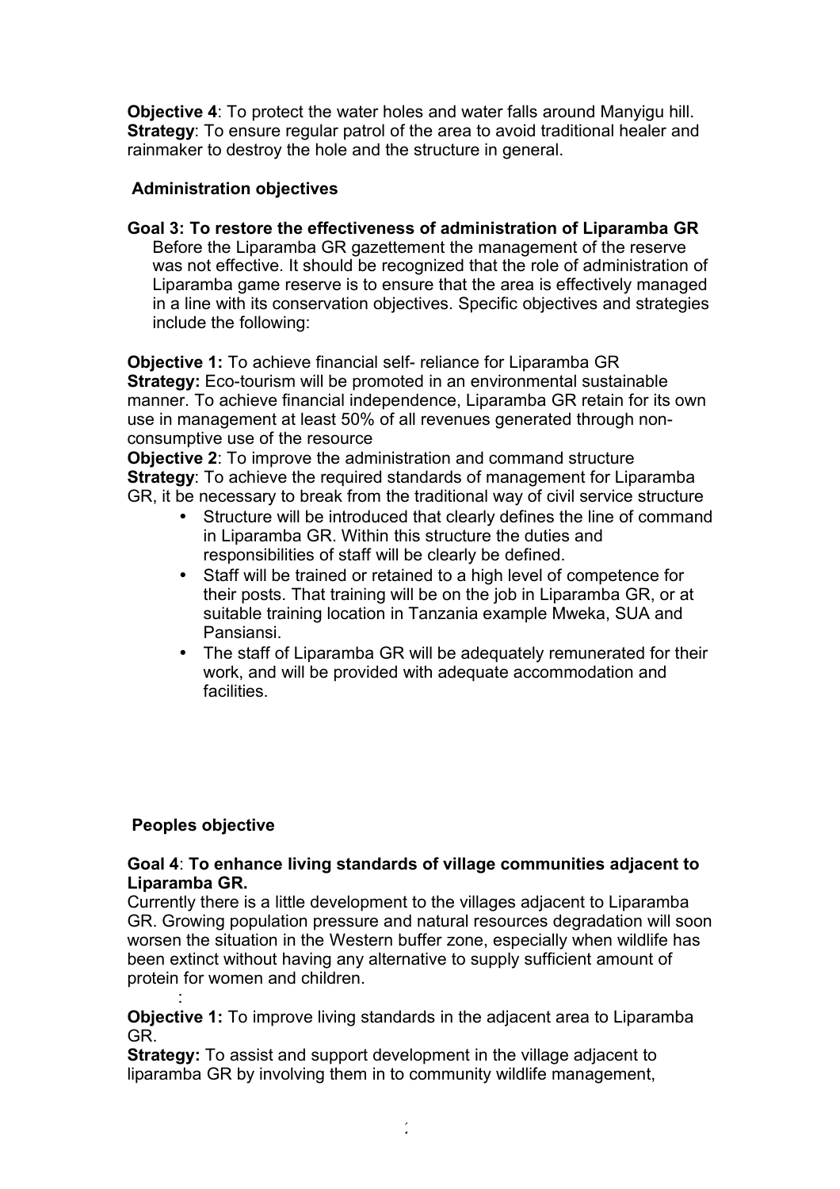**Objective 4**: To protect the water holes and water falls around Manyigu hill.
**Strategy**: To ensure regular patrol of the area to avoid traditional healer and rainmaker to destroy the hole and the structure in general.

### Administration objectives

**Goal 3: To restore the effectiveness of administration of Liparamba GR**

Before the Liparamba GR gazettement the management of the reserve was not effective. It should be recognized that the role of administration of Liparamba game reserve is to ensure that the area is effectively managed in a line with its conservation objectives. Specific objectives and strategies include the following:

**Objective 1:** To achieve financial self- reliance for Liparamba GR
**Strategy:** Eco-tourism will be promoted in an environmental sustainable manner. To achieve financial independence, Liparamba GR retain for its own use in management at least 50% of all revenues generated through non-consumptive use of the resource
**Objective 2**: To improve the administration and command structure
**Strategy**: To achieve the required standards of management for Liparamba GR, it be necessary to break from the traditional way of civil service structure

- Structure will be introduced that clearly defines the line of command in Liparamba GR. Within this structure the duties and responsibilities of staff will be clearly be defined.
- Staff will be trained or retained to a high level of competence for their posts. That training will be on the job in Liparamba GR, or at suitable training location in Tanzania example Mweka, SUA and Pansiansi.
- The staff of Liparamba GR will be adequately remunerated for their work, and will be provided with adequate accommodation and facilities.

### Peoples objective

**Goal 4**: **To enhance living standards of village communities adjacent to Liparamba GR.**

Currently there is a little development to the villages adjacent to Liparamba GR. Growing population pressure and natural resources degradation will soon worsen the situation in the Western buffer zone, especially when wildlife has been extinct without having any alternative to supply sufficient amount of protein for women and children.

:

**Objective 1:** To improve living standards in the adjacent area to Liparamba GR.
**Strategy:** To assist and support development in the village adjacent to liparamba GR by involving them in to community wildlife management,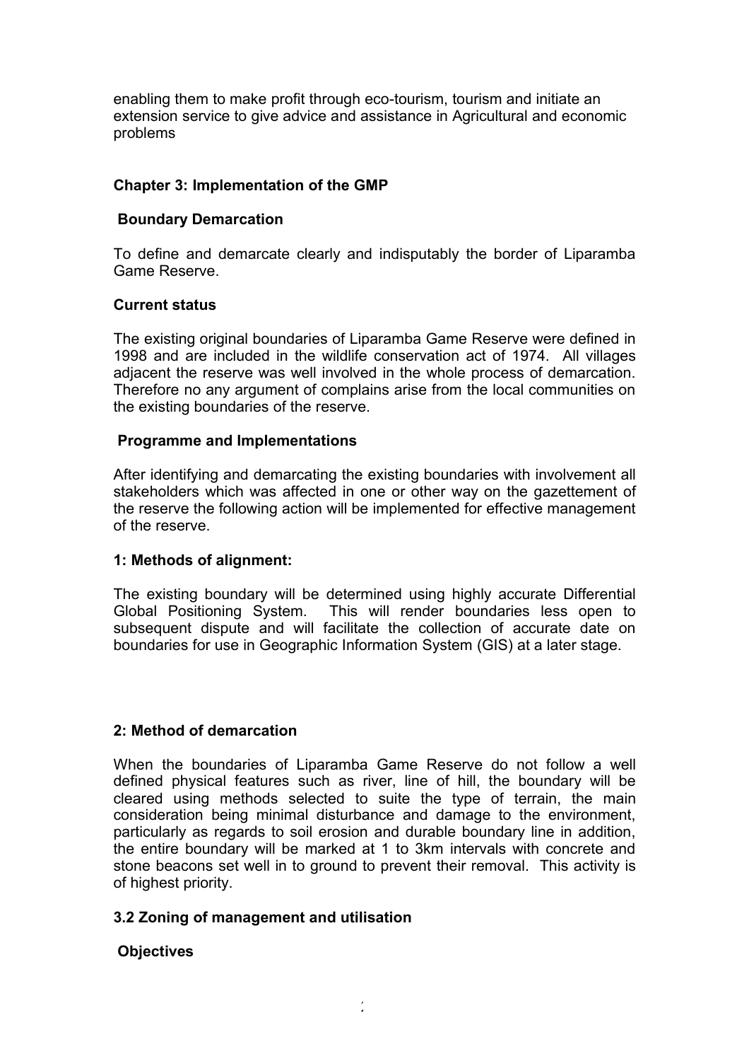enabling them to make profit through eco-tourism, tourism and initiate an extension service to give advice and assistance in Agricultural and economic problems

## Chapter 3: Implementation of the GMP

### Boundary Demarcation

To define and demarcate clearly and indisputably the border of Liparamba Game Reserve.

### Current status

The existing original boundaries of Liparamba Game Reserve were defined in 1998 and are included in the wildlife conservation act of 1974. All villages adjacent the reserve was well involved in the whole process of demarcation. Therefore no any argument of complains arise from the local communities on the existing boundaries of the reserve.

### Programme and Implementations

After identifying and demarcating the existing boundaries with involvement all stakeholders which was affected in one or other way on the gazettement of the reserve the following action will be implemented for effective management of the reserve.

**1: Methods of alignment:**

The existing boundary will be determined using highly accurate Differential Global Positioning System. This will render boundaries less open to subsequent dispute and will facilitate the collection of accurate date on boundaries for use in Geographic Information System (GIS) at a later stage.

**2: Method of demarcation**

When the boundaries of Liparamba Game Reserve do not follow a well defined physical features such as river, line of hill, the boundary will be cleared using methods selected to suite the type of terrain, the main consideration being minimal disturbance and damage to the environment, particularly as regards to soil erosion and durable boundary line in addition, the entire boundary will be marked at 1 to 3km intervals with concrete and stone beacons set well in to ground to prevent their removal. This activity is of highest priority.

## 3.2 Zoning of management and utilisation

### Objectives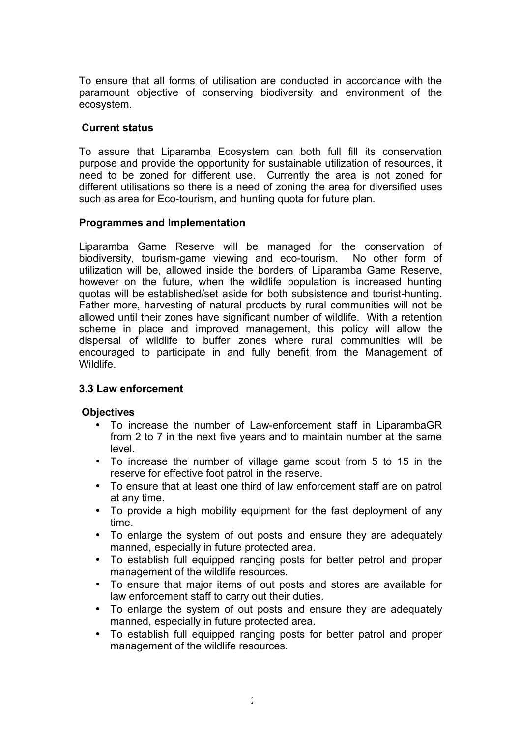To ensure that all forms of utilisation are conducted in accordance with the paramount objective of conserving biodiversity and environment of the ecosystem.

**Current status**

To assure that Liparamba Ecosystem can both full fill its conservation purpose and provide the opportunity for sustainable utilization of resources, it need to be zoned for different use. Currently the area is not zoned for different utilisations so there is a need of zoning the area for diversified uses such as area for Eco-tourism, and hunting quota for future plan.

**Programmes and Implementation**

Liparamba Game Reserve will be managed for the conservation of biodiversity, tourism-game viewing and eco-tourism. No other form of utilization will be, allowed inside the borders of Liparamba Game Reserve, however on the future, when the wildlife population is increased hunting quotas will be established/set aside for both subsistence and tourist-hunting. Father more, harvesting of natural products by rural communities will not be allowed until their zones have significant number of wildlife. With a retention scheme in place and improved management, this policy will allow the dispersal of wildlife to buffer zones where rural communities will be encouraged to participate in and fully benefit from the Management of Wildlife.

### 3.3 Law enforcement

**Objectives**

- To increase the number of Law-enforcement staff in LiparambaGR from 2 to 7 in the next five years and to maintain number at the same level.
- To increase the number of village game scout from 5 to 15 in the reserve for effective foot patrol in the reserve.
- To ensure that at least one third of law enforcement staff are on patrol at any time.
- To provide a high mobility equipment for the fast deployment of any time.
- To enlarge the system of out posts and ensure they are adequately manned, especially in future protected area.
- To establish full equipped ranging posts for better petrol and proper management of the wildlife resources.
- To ensure that major items of out posts and stores are available for law enforcement staff to carry out their duties.
- To enlarge the system of out posts and ensure they are adequately manned, especially in future protected area.
- To establish full equipped ranging posts for better patrol and proper management of the wildlife resources.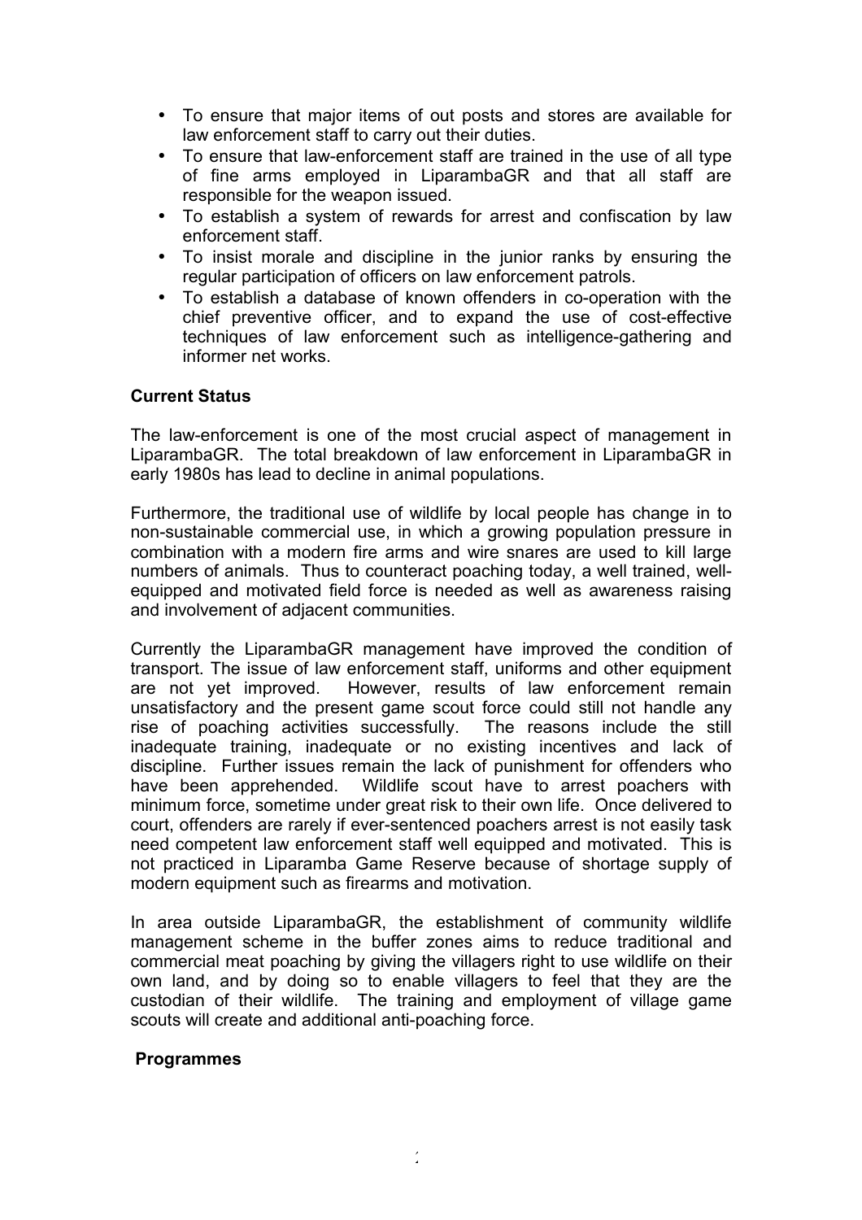- To ensure that major items of out posts and stores are available for law enforcement staff to carry out their duties.
- To ensure that law-enforcement staff are trained in the use of all type of fine arms employed in LiparambaGR and that all staff are responsible for the weapon issued.
- To establish a system of rewards for arrest and confiscation by law enforcement staff.
- To insist morale and discipline in the junior ranks by ensuring the regular participation of officers on law enforcement patrols.
- To establish a database of known offenders in co-operation with the chief preventive officer, and to expand the use of cost-effective techniques of law enforcement such as intelligence-gathering and informer net works.

**Current Status**

The law-enforcement is one of the most crucial aspect of management in LiparambaGR. The total breakdown of law enforcement in LiparambaGR in early 1980s has lead to decline in animal populations.

Furthermore, the traditional use of wildlife by local people has change in to non-sustainable commercial use, in which a growing population pressure in combination with a modern fire arms and wire snares are used to kill large numbers of animals. Thus to counteract poaching today, a well trained, well-equipped and motivated field force is needed as well as awareness raising and involvement of adjacent communities.

Currently the LiparambaGR management have improved the condition of transport. The issue of law enforcement staff, uniforms and other equipment are not yet improved. However, results of law enforcement remain unsatisfactory and the present game scout force could still not handle any rise of poaching activities successfully. The reasons include the still inadequate training, inadequate or no existing incentives and lack of discipline. Further issues remain the lack of punishment for offenders who have been apprehended. Wildlife scout have to arrest poachers with minimum force, sometime under great risk to their own life. Once delivered to court, offenders are rarely if ever-sentenced poachers arrest is not easily task need competent law enforcement staff well equipped and motivated. This is not practiced in Liparamba Game Reserve because of shortage supply of modern equipment such as firearms and motivation.

In area outside LiparambaGR, the establishment of community wildlife management scheme in the buffer zones aims to reduce traditional and commercial meat poaching by giving the villagers right to use wildlife on their own land, and by doing so to enable villagers to feel that they are the custodian of their wildlife. The training and employment of village game scouts will create and additional anti-poaching force.

**Programmes**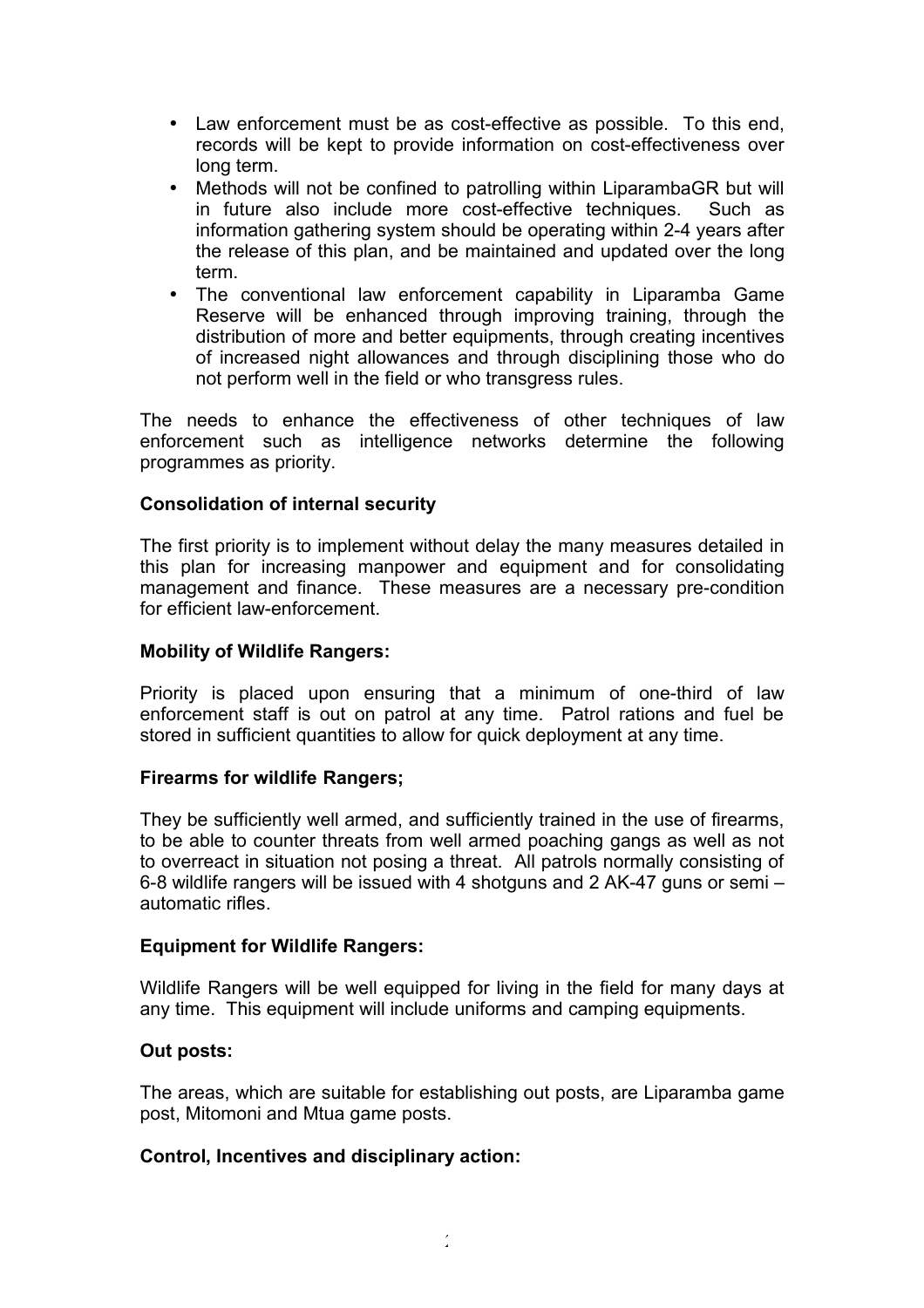- Law enforcement must be as cost-effective as possible. To this end, records will be kept to provide information on cost-effectiveness over long term.
- Methods will not be confined to patrolling within LiparambaGR but will in future also include more cost-effective techniques. Such as information gathering system should be operating within 2-4 years after the release of this plan, and be maintained and updated over the long term.
- The conventional law enforcement capability in Liparamba Game Reserve will be enhanced through improving training, through the distribution of more and better equipments, through creating incentives of increased night allowances and through disciplining those who do not perform well in the field or who transgress rules.

The needs to enhance the effectiveness of other techniques of law enforcement such as intelligence networks determine the following programmes as priority.

**Consolidation of internal security**

The first priority is to implement without delay the many measures detailed in this plan for increasing manpower and equipment and for consolidating management and finance. These measures are a necessary pre-condition for efficient law-enforcement.

**Mobility of Wildlife Rangers:**

Priority is placed upon ensuring that a minimum of one-third of law enforcement staff is out on patrol at any time. Patrol rations and fuel be stored in sufficient quantities to allow for quick deployment at any time.

**Firearms for wildlife Rangers;**

They be sufficiently well armed, and sufficiently trained in the use of firearms, to be able to counter threats from well armed poaching gangs as well as not to overreact in situation not posing a threat. All patrols normally consisting of 6-8 wildlife rangers will be issued with 4 shotguns and 2 AK-47 guns or semi – automatic rifles.

**Equipment for Wildlife Rangers:**

Wildlife Rangers will be well equipped for living in the field for many days at any time. This equipment will include uniforms and camping equipments.

**Out posts:**

The areas, which are suitable for establishing out posts, are Liparamba game post, Mitomoni and Mtua game posts.

**Control, Incentives and disciplinary action:**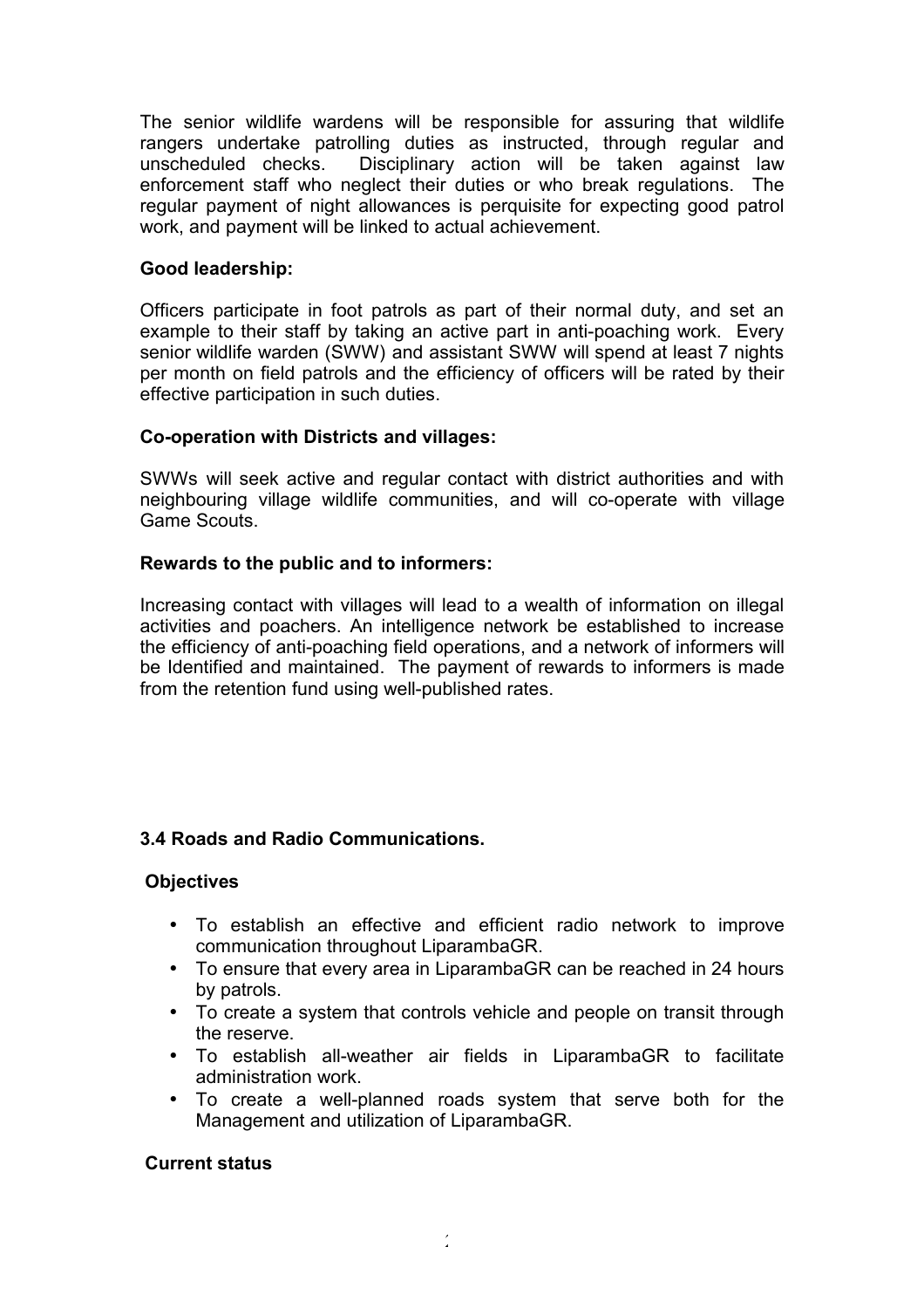The senior wildlife wardens will be responsible for assuring that wildlife rangers undertake patrolling duties as instructed, through regular and unscheduled checks. Disciplinary action will be taken against law enforcement staff who neglect their duties or who break regulations. The regular payment of night allowances is perquisite for expecting good patrol work, and payment will be linked to actual achievement.

**Good leadership:**

Officers participate in foot patrols as part of their normal duty, and set an example to their staff by taking an active part in anti-poaching work. Every senior wildlife warden (SWW) and assistant SWW will spend at least 7 nights per month on field patrols and the efficiency of officers will be rated by their effective participation in such duties.

**Co-operation with Districts and villages:**

SWWs will seek active and regular contact with district authorities and with neighbouring village wildlife communities, and will co-operate with village Game Scouts.

**Rewards to the public and to informers:**

Increasing contact with villages will lead to a wealth of information on illegal activities and poachers. An intelligence network be established to increase the efficiency of anti-poaching field operations, and a network of informers will be Identified and maintained. The payment of rewards to informers is made from the retention fund using well-published rates.

### 3.4 Roads and Radio Communications.

**Objectives**

- To establish an effective and efficient radio network to improve communication throughout LiparambaGR.
- To ensure that every area in LiparambaGR can be reached in 24 hours by patrols.
- To create a system that controls vehicle and people on transit through the reserve.
- To establish all-weather air fields in LiparambaGR to facilitate administration work.
- To create a well-planned roads system that serve both for the Management and utilization of LiparambaGR.

**Current status**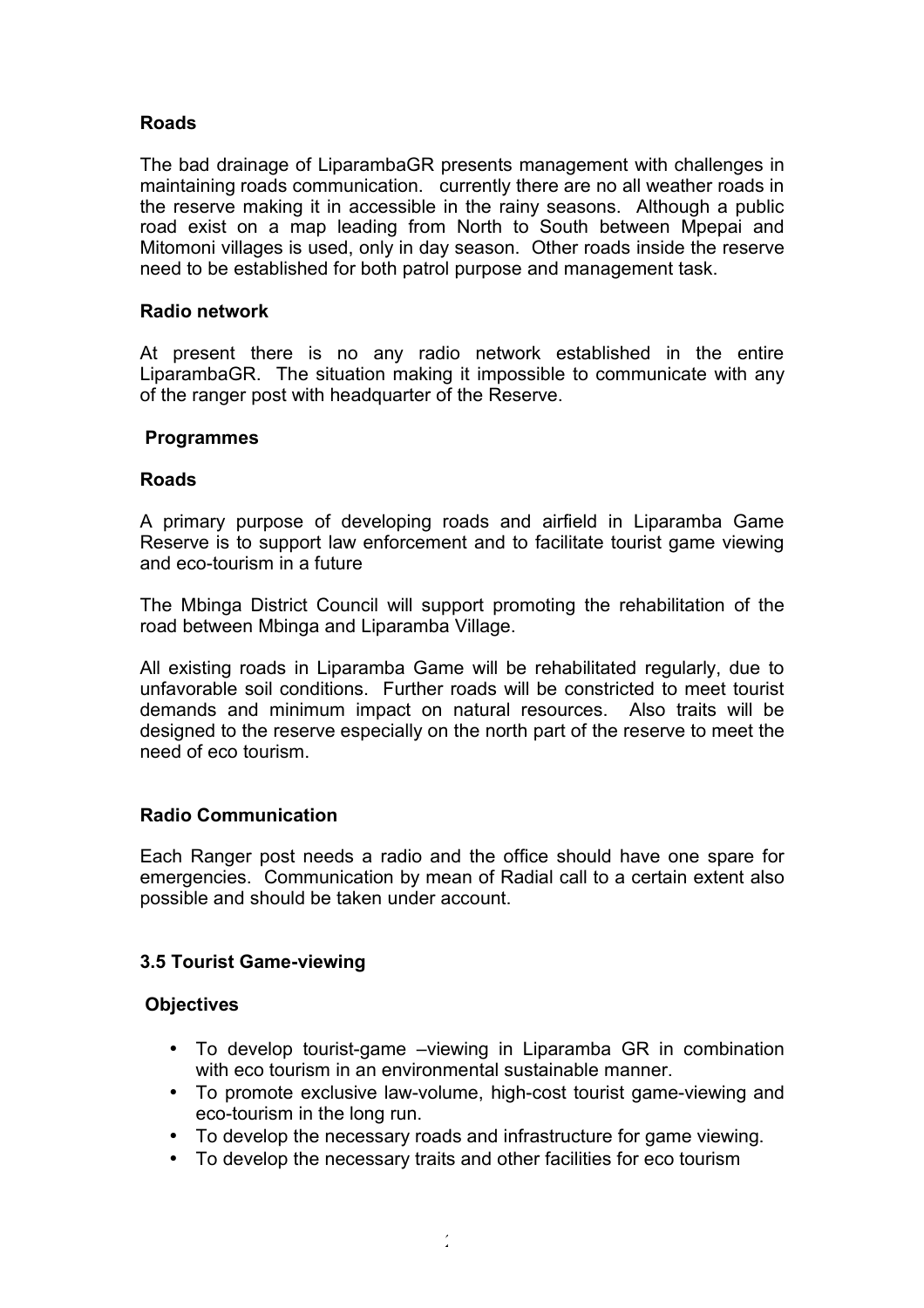### Roads

The bad drainage of LiparambaGR presents management with challenges in maintaining roads communication. currently there are no all weather roads in the reserve making it in accessible in the rainy seasons. Although a public road exist on a map leading from North to South between Mpepai and Mitomoni villages is used, only in day season. Other roads inside the reserve need to be established for both patrol purpose and management task.

### Radio network

At present there is no any radio network established in the entire LiparambaGR. The situation making it impossible to communicate with any of the ranger post with headquarter of the Reserve.

### Programmes

### Roads

A primary purpose of developing roads and airfield in Liparamba Game Reserve is to support law enforcement and to facilitate tourist game viewing and eco-tourism in a future

The Mbinga District Council will support promoting the rehabilitation of the road between Mbinga and Liparamba Village.

All existing roads in Liparamba Game will be rehabilitated regularly, due to unfavorable soil conditions. Further roads will be constricted to meet tourist demands and minimum impact on natural resources. Also traits will be designed to the reserve especially on the north part of the reserve to meet the need of eco tourism.

### Radio Communication

Each Ranger post needs a radio and the office should have one spare for emergencies. Communication by mean of Radial call to a certain extent also possible and should be taken under account.

## 3.5 Tourist Game-viewing

### Objectives

- To develop tourist-game –viewing in Liparamba GR in combination with eco tourism in an environmental sustainable manner.
- To promote exclusive law-volume, high-cost tourist game-viewing and eco-tourism in the long run.
- To develop the necessary roads and infrastructure for game viewing.
- To develop the necessary traits and other facilities for eco tourism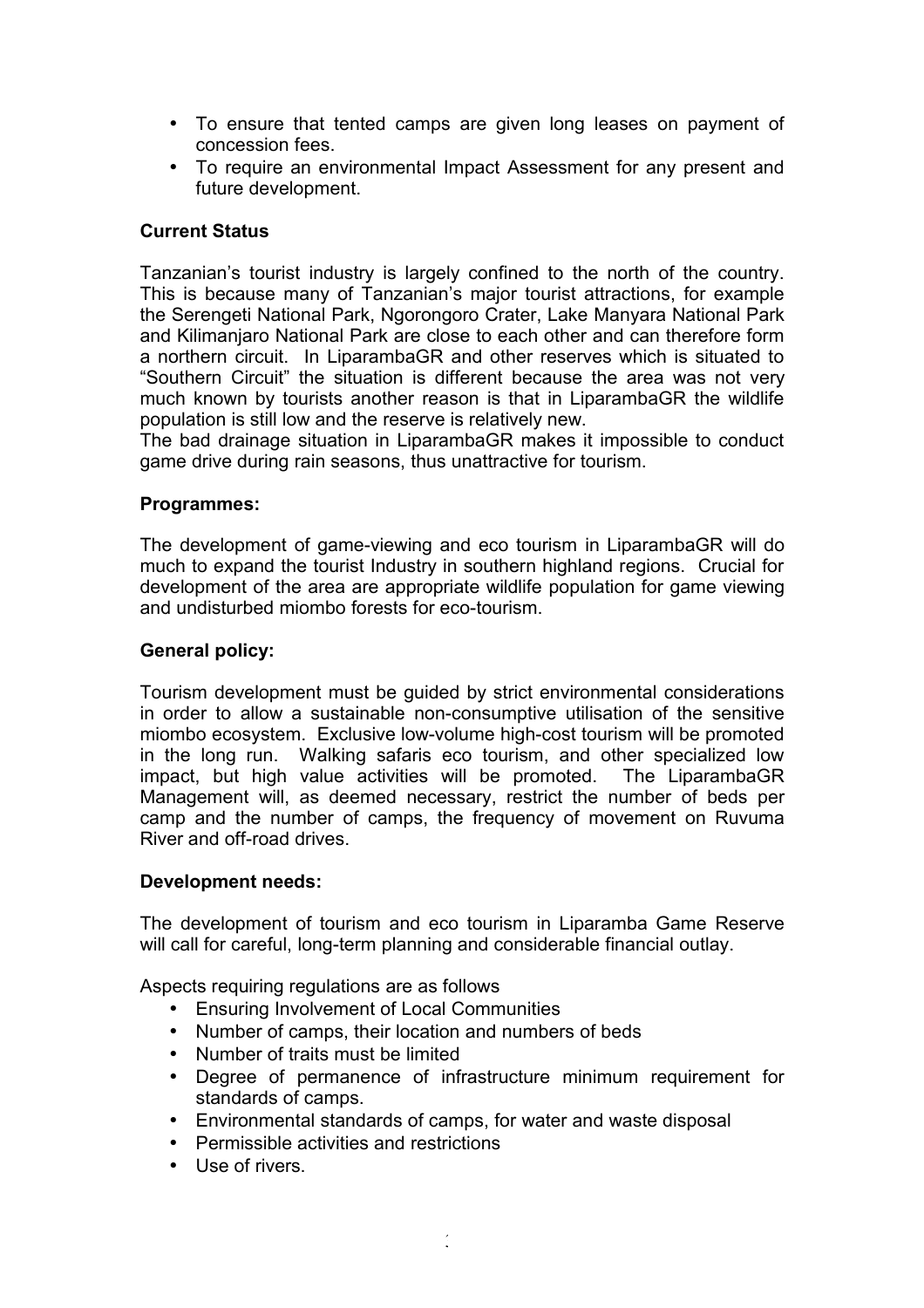- To ensure that tented camps are given long leases on payment of concession fees.
- To require an environmental Impact Assessment for any present and future development.

**Current Status**

Tanzanian's tourist industry is largely confined to the north of the country. This is because many of Tanzanian's major tourist attractions, for example the Serengeti National Park, Ngorongoro Crater, Lake Manyara National Park and Kilimanjaro National Park are close to each other and can therefore form a northern circuit. In LiparambaGR and other reserves which is situated to "Southern Circuit" the situation is different because the area was not very much known by tourists another reason is that in LiparambaGR the wildlife population is still low and the reserve is relatively new.
The bad drainage situation in LiparambaGR makes it impossible to conduct game drive during rain seasons, thus unattractive for tourism.

**Programmes:**

The development of game-viewing and eco tourism in LiparambaGR will do much to expand the tourist Industry in southern highland regions. Crucial for development of the area are appropriate wildlife population for game viewing and undisturbed miombo forests for eco-tourism.

**General policy:**

Tourism development must be guided by strict environmental considerations in order to allow a sustainable non-consumptive utilisation of the sensitive miombo ecosystem. Exclusive low-volume high-cost tourism will be promoted in the long run. Walking safaris eco tourism, and other specialized low impact, but high value activities will be promoted. The LiparambaGR Management will, as deemed necessary, restrict the number of beds per camp and the number of camps, the frequency of movement on Ruvuma River and off-road drives.

**Development needs:**

The development of tourism and eco tourism in Liparamba Game Reserve will call for careful, long-term planning and considerable financial outlay.

Aspects requiring regulations are as follows

- Ensuring Involvement of Local Communities
- Number of camps, their location and numbers of beds
- Number of traits must be limited
- Degree of permanence of infrastructure minimum requirement for standards of camps.
- Environmental standards of camps, for water and waste disposal
- Permissible activities and restrictions
- Use of rivers.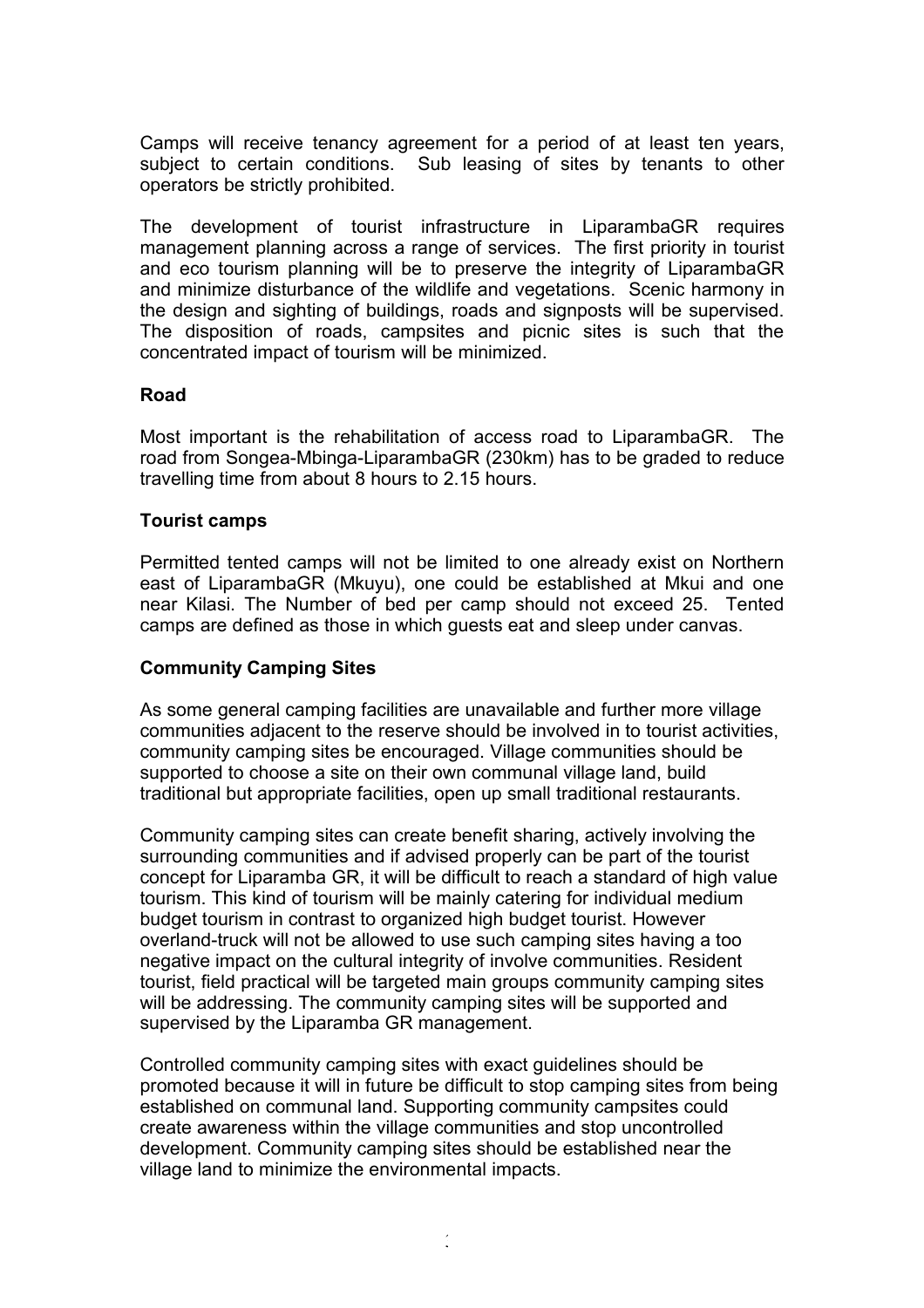Camps will receive tenancy agreement for a period of at least ten years, subject to certain conditions. Sub leasing of sites by tenants to other operators be strictly prohibited.

The development of tourist infrastructure in LiparambaGR requires management planning across a range of services. The first priority in tourist and eco tourism planning will be to preserve the integrity of LiparambaGR and minimize disturbance of the wildlife and vegetations. Scenic harmony in the design and sighting of buildings, roads and signposts will be supervised. The disposition of roads, campsites and picnic sites is such that the concentrated impact of tourism will be minimized.

**Road**

Most important is the rehabilitation of access road to LiparambaGR. The road from Songea-Mbinga-LiparambaGR (230km) has to be graded to reduce travelling time from about 8 hours to 2.15 hours.

**Tourist camps**

Permitted tented camps will not be limited to one already exist on Northern east of LiparambaGR (Mkuyu), one could be established at Mkui and one near Kilasi. The Number of bed per camp should not exceed 25. Tented camps are defined as those in which guests eat and sleep under canvas.

**Community Camping Sites**

As some general camping facilities are unavailable and further more village communities adjacent to the reserve should be involved in to tourist activities, community camping sites be encouraged. Village communities should be supported to choose a site on their own communal village land, build traditional but appropriate facilities, open up small traditional restaurants.

Community camping sites can create benefit sharing, actively involving the surrounding communities and if advised properly can be part of the tourist concept for Liparamba GR, it will be difficult to reach a standard of high value tourism. This kind of tourism will be mainly catering for individual medium budget tourism in contrast to organized high budget tourist. However overland-truck will not be allowed to use such camping sites having a too negative impact on the cultural integrity of involve communities. Resident tourist, field practical will be targeted main groups community camping sites will be addressing. The community camping sites will be supported and supervised by the Liparamba GR management.

Controlled community camping sites with exact guidelines should be promoted because it will in future be difficult to stop camping sites from being established on communal land. Supporting community campsites could create awareness within the village communities and stop uncontrolled development. Community camping sites should be established near the village land to minimize the environmental impacts.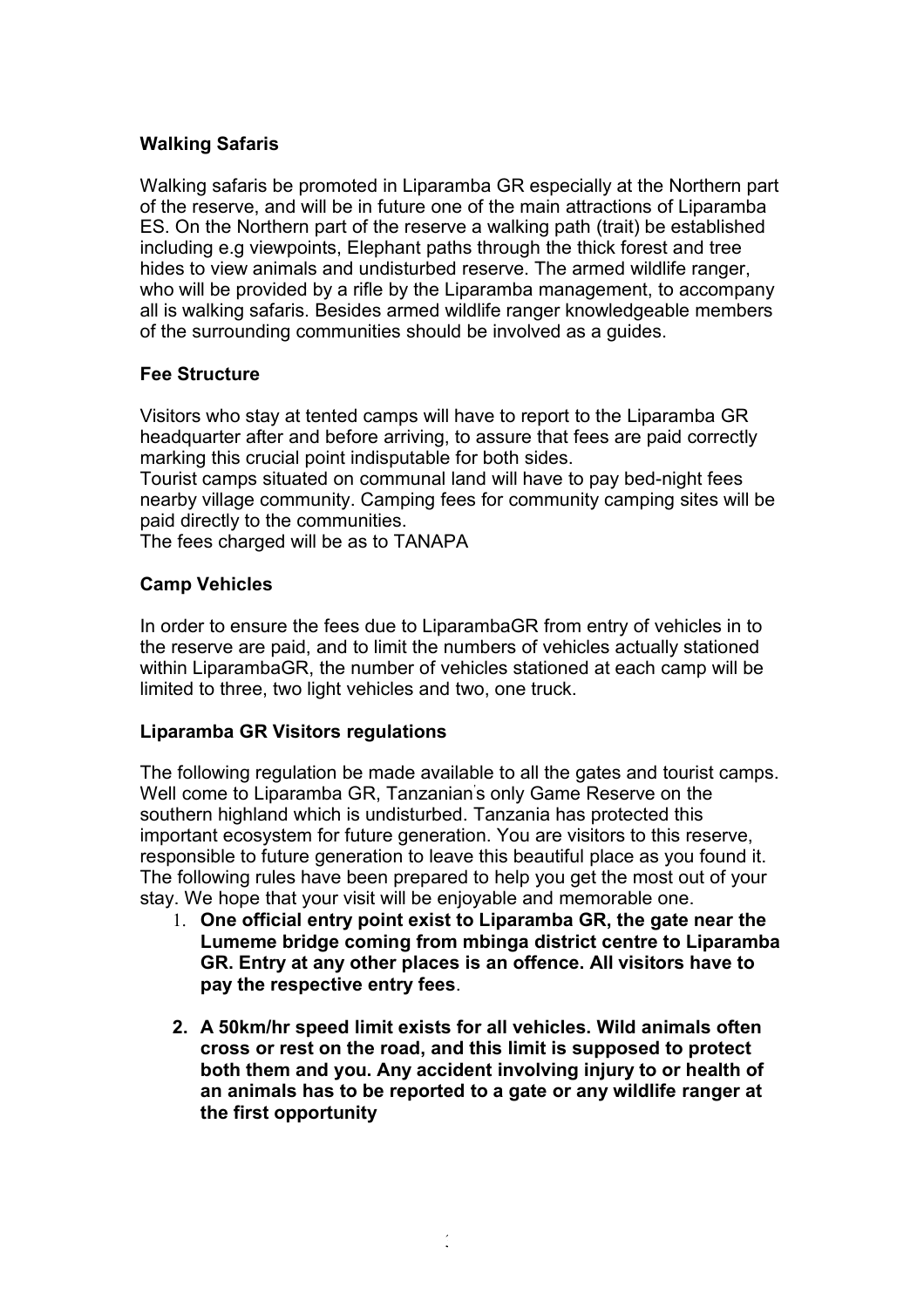### Walking Safaris

Walking safaris be promoted in Liparamba GR especially at the Northern part of the reserve, and will be in future one of the main attractions of Liparamba ES. On the Northern part of the reserve a walking path (trait) be established including e.g viewpoints, Elephant paths through the thick forest and tree hides to view animals and undisturbed reserve. The armed wildlife ranger, who will be provided by a rifle by the Liparamba management, to accompany all is walking safaris. Besides armed wildlife ranger knowledgeable members of the surrounding communities should be involved as a guides.

### Fee Structure

Visitors who stay at tented camps will have to report to the Liparamba GR headquarter after and before arriving, to assure that fees are paid correctly marking this crucial point indisputable for both sides.
Tourist camps situated on communal land will have to pay bed-night fees nearby village community. Camping fees for community camping sites will be paid directly to the communities.
The fees charged will be as to TANAPA

### Camp Vehicles

In order to ensure the fees due to LiparambaGR from entry of vehicles in to the reserve are paid, and to limit the numbers of vehicles actually stationed within LiparambaGR, the number of vehicles stationed at each camp will be limited to three, two light vehicles and two, one truck.

### Liparamba GR Visitors regulations

The following regulation be made available to all the gates and tourist camps. Well come to Liparamba GR, Tanzanian's only Game Reserve on the southern highland which is undisturbed. Tanzania has protected this important ecosystem for future generation. You are visitors to this reserve, responsible to future generation to leave this beautiful place as you found it. The following rules have been prepared to help you get the most out of your stay. We hope that your visit will be enjoyable and memorable one.

1. **One official entry point exist to Liparamba GR, the gate near the Lumeme bridge coming from mbinga district centre to Liparamba GR. Entry at any other places is an offence. All visitors have to pay the respective entry fees**.

2. **A 50km/hr speed limit exists for all vehicles. Wild animals often cross or rest on the road, and this limit is supposed to protect both them and you. Any accident involving injury to or health of an animals has to be reported to a gate or any wildlife ranger at the first opportunity**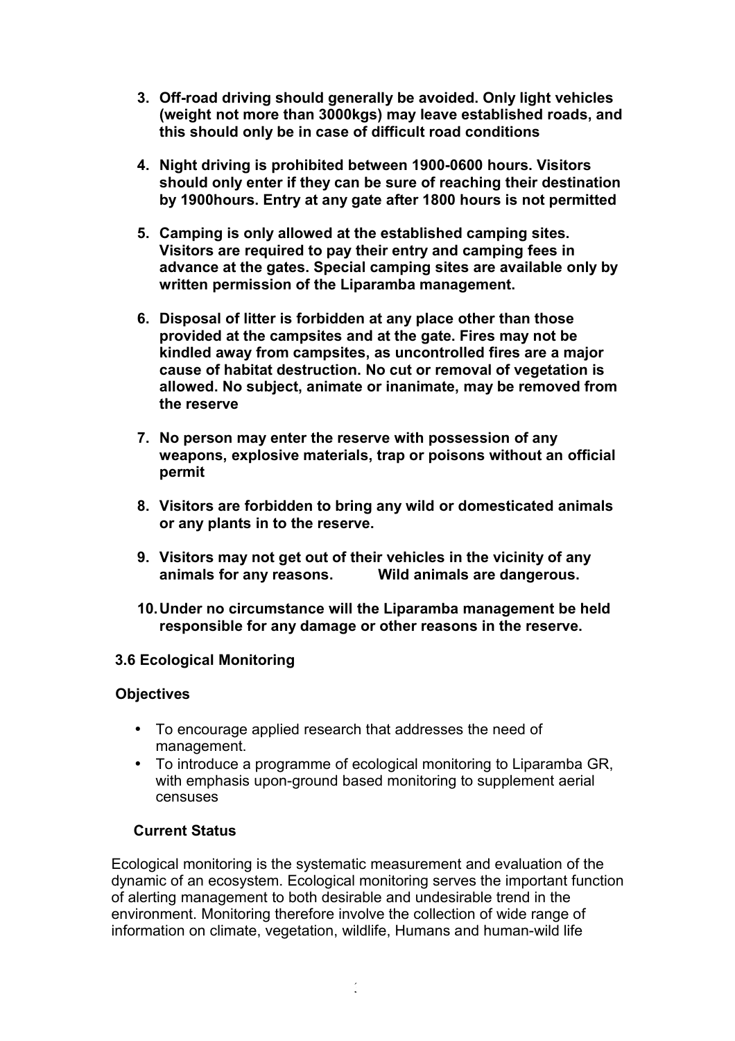3. **Off-road driving should generally be avoided. Only light vehicles (weight not more than 3000kgs) may leave established roads, and this should only be in case of difficult road conditions**

4. **Night driving is prohibited between 1900-0600 hours. Visitors should only enter if they can be sure of reaching their destination by 1900hours. Entry at any gate after 1800 hours is not permitted**

5. **Camping is only allowed at the established camping sites. Visitors are required to pay their entry and camping fees in advance at the gates. Special camping sites are available only by written permission of the Liparamba management.**

6. **Disposal of litter is forbidden at any place other than those provided at the campsites and at the gate. Fires may not be kindled away from campsites, as uncontrolled fires are a major cause of habitat destruction. No cut or removal of vegetation is allowed. No subject, animate or inanimate, may be removed from the reserve**

7. **No person may enter the reserve with possession of any weapons, explosive materials, trap or poisons without an official permit**

8. **Visitors are forbidden to bring any wild or domesticated animals or any plants in to the reserve.**

9. **Visitors may not get out of their vehicles in the vicinity of any animals for any reasons. Wild animals are dangerous.**

10. **Under no circumstance will the Liparamba management be held responsible for any damage or other reasons in the reserve.**

### 3.6 Ecological Monitoring

**Objectives**

- To encourage applied research that addresses the need of management.
- To introduce a programme of ecological monitoring to Liparamba GR, with emphasis upon-ground based monitoring to supplement aerial censuses

**Current Status**

Ecological monitoring is the systematic measurement and evaluation of the dynamic of an ecosystem. Ecological monitoring serves the important function of alerting management to both desirable and undesirable trend in the environment. Monitoring therefore involve the collection of wide range of information on climate, vegetation, wildlife, Humans and human-wild life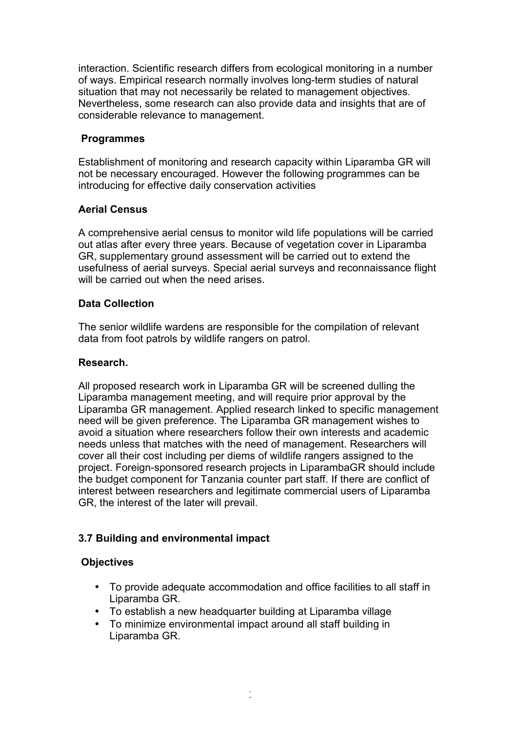interaction. Scientific research differs from ecological monitoring in a number of ways. Empirical research normally involves long-term studies of natural situation that may not necessarily be related to management objectives. Nevertheless, some research can also provide data and insights that are of considerable relevance to management.

**Programmes**

Establishment of monitoring and research capacity within Liparamba GR will not be necessary encouraged. However the following programmes can be introducing for effective daily conservation activities

**Aerial Census**

A comprehensive aerial census to monitor wild life populations will be carried out atlas after every three years. Because of vegetation cover in Liparamba GR, supplementary ground assessment will be carried out to extend the usefulness of aerial surveys. Special aerial surveys and reconnaissance flight will be carried out when the need arises.

**Data Collection**

The senior wildlife wardens are responsible for the compilation of relevant data from foot patrols by wildlife rangers on patrol.

**Research.**

All proposed research work in Liparamba GR will be screened dulling the Liparamba management meeting, and will require prior approval by the Liparamba GR management. Applied research linked to specific management need will be given preference. The Liparamba GR management wishes to avoid a situation where researchers follow their own interests and academic needs unless that matches with the need of management. Researchers will cover all their cost including per diems of wildlife rangers assigned to the project. Foreign-sponsored research projects in LiparambaGR should include the budget component for Tanzania counter part staff. If there are conflict of interest between researchers and legitimate commercial users of Liparamba GR, the interest of the later will prevail.

### 3.7 Building and environmental impact

**Objectives**

- To provide adequate accommodation and office facilities to all staff in Liparamba GR.
- To establish a new headquarter building at Liparamba village
- To minimize environmental impact around all staff building in Liparamba GR.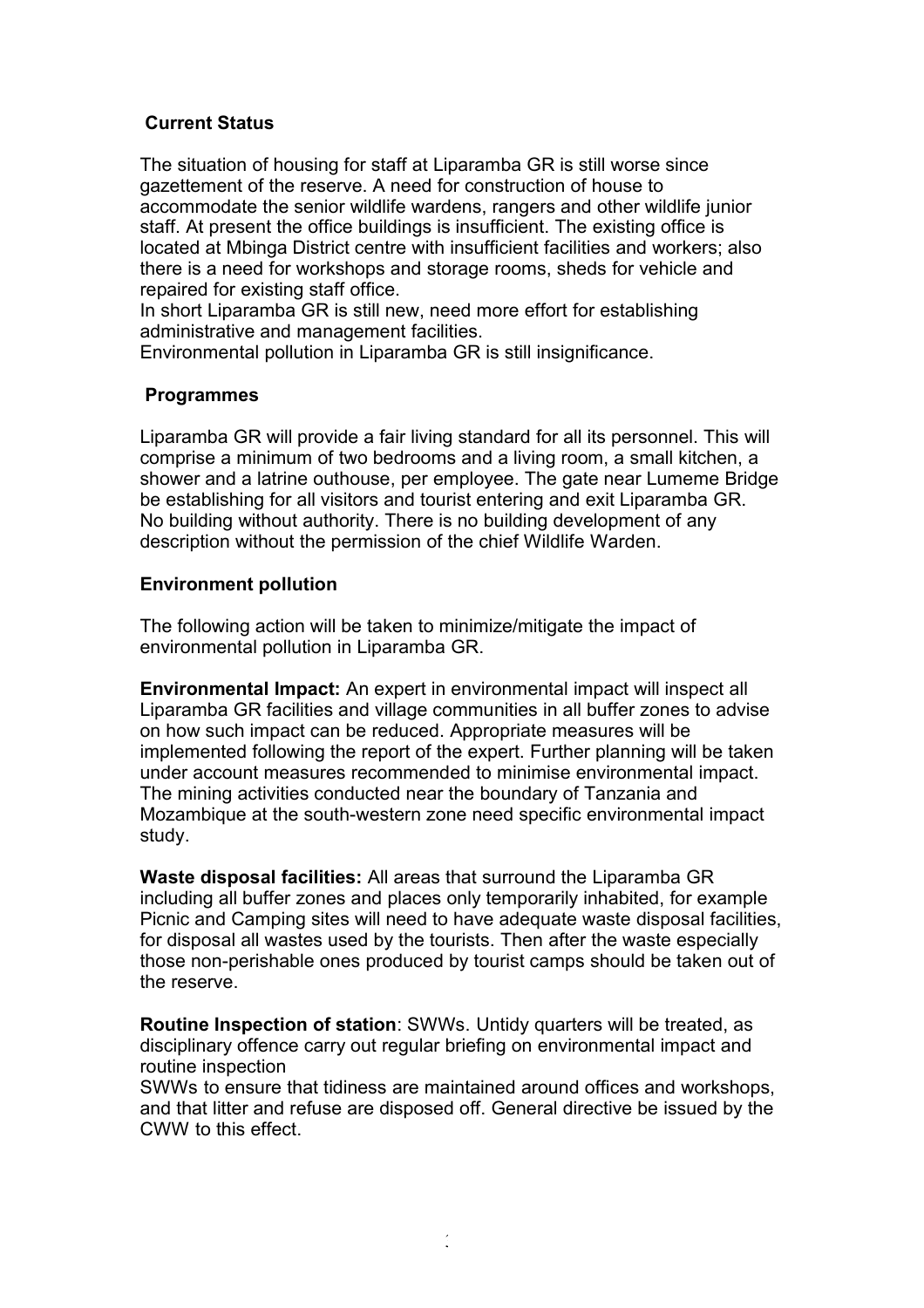### Current Status

The situation of housing for staff at Liparamba GR is still worse since gazettement of the reserve. A need for construction of house to accommodate the senior wildlife wardens, rangers and other wildlife junior staff. At present the office buildings is insufficient. The existing office is located at Mbinga District centre with insufficient facilities and workers; also there is a need for workshops and storage rooms, sheds for vehicle and repaired for existing staff office.
In short Liparamba GR is still new, need more effort for establishing administrative and management facilities.
Environmental pollution in Liparamba GR is still insignificance.

### Programmes

Liparamba GR will provide a fair living standard for all its personnel. This will comprise a minimum of two bedrooms and a living room, a small kitchen, a shower and a latrine outhouse, per employee. The gate near Lumeme Bridge be establishing for all visitors and tourist entering and exit Liparamba GR. No building without authority. There is no building development of any description without the permission of the chief Wildlife Warden.

### Environment pollution

The following action will be taken to minimize/mitigate the impact of environmental pollution in Liparamba GR.

**Environmental Impact:** An expert in environmental impact will inspect all Liparamba GR facilities and village communities in all buffer zones to advise on how such impact can be reduced. Appropriate measures will be implemented following the report of the expert. Further planning will be taken under account measures recommended to minimise environmental impact. The mining activities conducted near the boundary of Tanzania and Mozambique at the south-western zone need specific environmental impact study.

**Waste disposal facilities:** All areas that surround the Liparamba GR including all buffer zones and places only temporarily inhabited, for example Picnic and Camping sites will need to have adequate waste disposal facilities, for disposal all wastes used by the tourists. Then after the waste especially those non-perishable ones produced by tourist camps should be taken out of the reserve.

**Routine Inspection of station**: SWWs. Untidy quarters will be treated, as disciplinary offence carry out regular briefing on environmental impact and routine inspection
SWWs to ensure that tidiness are maintained around offices and workshops, and that litter and refuse are disposed off. General directive be issued by the CWW to this effect.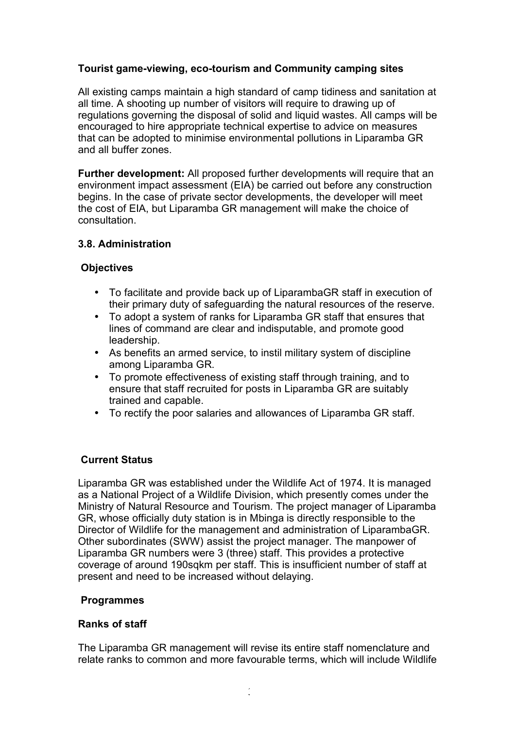**Tourist game-viewing, eco-tourism and Community camping sites**

All existing camps maintain a high standard of camp tidiness and sanitation at all time. A shooting up number of visitors will require to drawing up of regulations governing the disposal of solid and liquid wastes. All camps will be encouraged to hire appropriate technical expertise to advice on measures that can be adopted to minimise environmental pollutions in Liparamba GR and all buffer zones.

**Further development:** All proposed further developments will require that an environment impact assessment (EIA) be carried out before any construction begins. In the case of private sector developments, the developer will meet the cost of EIA, but Liparamba GR management will make the choice of consultation.

### 3.8. Administration

**Objectives**

- To facilitate and provide back up of LiparambaGR staff in execution of their primary duty of safeguarding the natural resources of the reserve.
- To adopt a system of ranks for Liparamba GR staff that ensures that lines of command are clear and indisputable, and promote good leadership.
- As benefits an armed service, to instil military system of discipline among Liparamba GR.
- To promote effectiveness of existing staff through training, and to ensure that staff recruited for posts in Liparamba GR are suitably trained and capable.
- To rectify the poor salaries and allowances of Liparamba GR staff.

**Current Status**

Liparamba GR was established under the Wildlife Act of 1974. It is managed as a National Project of a Wildlife Division, which presently comes under the Ministry of Natural Resource and Tourism. The project manager of Liparamba GR, whose officially duty station is in Mbinga is directly responsible to the Director of Wildlife for the management and administration of LiparambaGR. Other subordinates (SWW) assist the project manager. The manpower of Liparamba GR numbers were 3 (three) staff. This provides a protective coverage of around 190sqkm per staff. This is insufficient number of staff at present and need to be increased without delaying.

**Programmes**

**Ranks of staff**

The Liparamba GR management will revise its entire staff nomenclature and relate ranks to common and more favourable terms, which will include Wildlife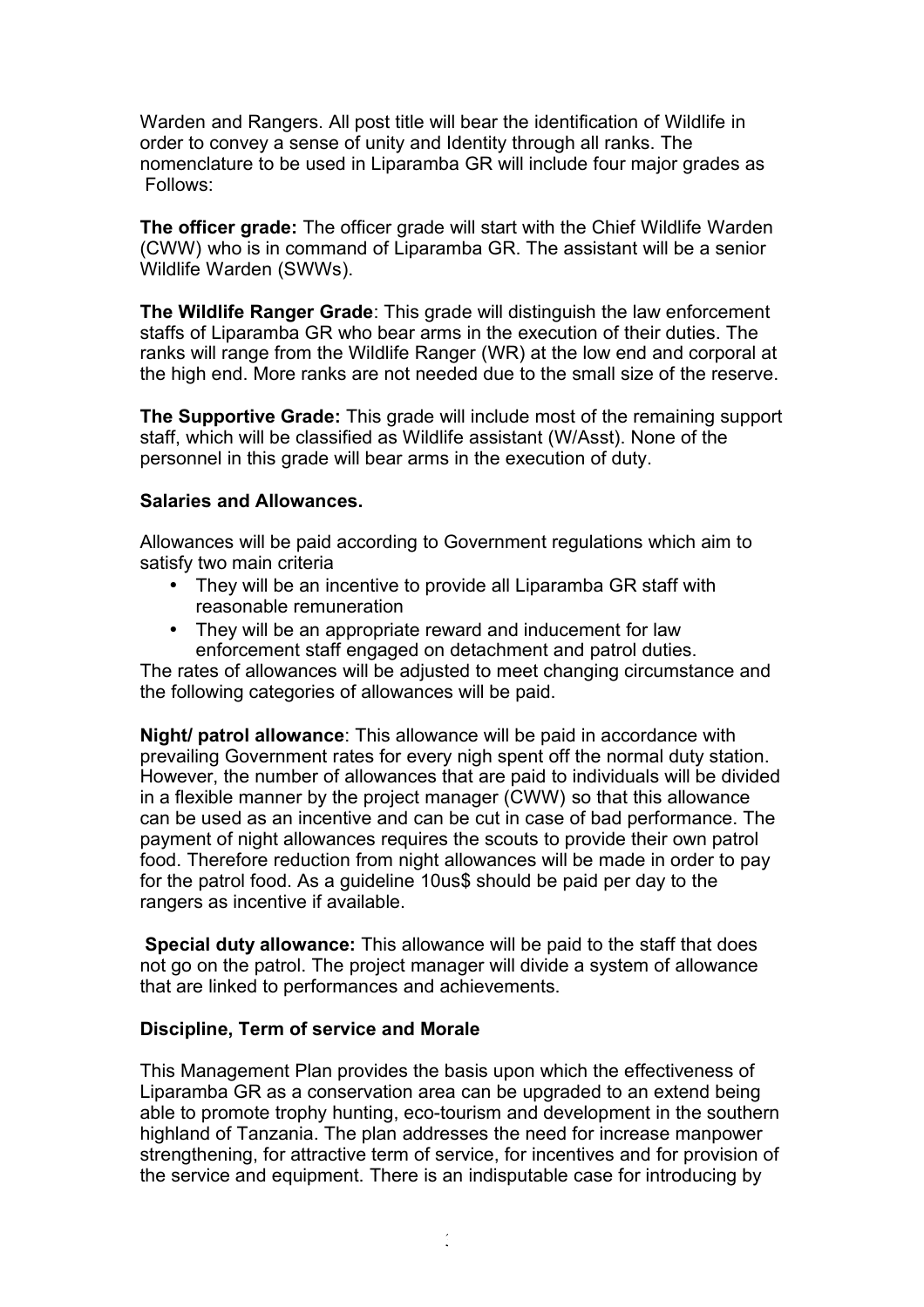Warden and Rangers. All post title will bear the identification of Wildlife in order to convey a sense of unity and Identity through all ranks. The nomenclature to be used in Liparamba GR will include four major grades as Follows:

**The officer grade:** The officer grade will start with the Chief Wildlife Warden (CWW) who is in command of Liparamba GR. The assistant will be a senior Wildlife Warden (SWWs).

**The Wildlife Ranger Grade**: This grade will distinguish the law enforcement staffs of Liparamba GR who bear arms in the execution of their duties. The ranks will range from the Wildlife Ranger (WR) at the low end and corporal at the high end. More ranks are not needed due to the small size of the reserve.

**The Supportive Grade:** This grade will include most of the remaining support staff, which will be classified as Wildlife assistant (W/Asst). None of the personnel in this grade will bear arms in the execution of duty.

**Salaries and Allowances.**

Allowances will be paid according to Government regulations which aim to satisfy two main criteria

- They will be an incentive to provide all Liparamba GR staff with reasonable remuneration
- They will be an appropriate reward and inducement for law enforcement staff engaged on detachment and patrol duties.

The rates of allowances will be adjusted to meet changing circumstance and the following categories of allowances will be paid.

**Night/ patrol allowance**: This allowance will be paid in accordance with prevailing Government rates for every nigh spent off the normal duty station. However, the number of allowances that are paid to individuals will be divided in a flexible manner by the project manager (CWW) so that this allowance can be used as an incentive and can be cut in case of bad performance. The payment of night allowances requires the scouts to provide their own patrol food. Therefore reduction from night allowances will be made in order to pay for the patrol food. As a guideline 10us$ should be paid per day to the rangers as incentive if available.

**Special duty allowance:** This allowance will be paid to the staff that does not go on the patrol. The project manager will divide a system of allowance that are linked to performances and achievements.

**Discipline, Term of service and Morale**

This Management Plan provides the basis upon which the effectiveness of Liparamba GR as a conservation area can be upgraded to an extend being able to promote trophy hunting, eco-tourism and development in the southern highland of Tanzania. The plan addresses the need for increase manpower strengthening, for attractive term of service, for incentives and for provision of the service and equipment. There is an indisputable case for introducing by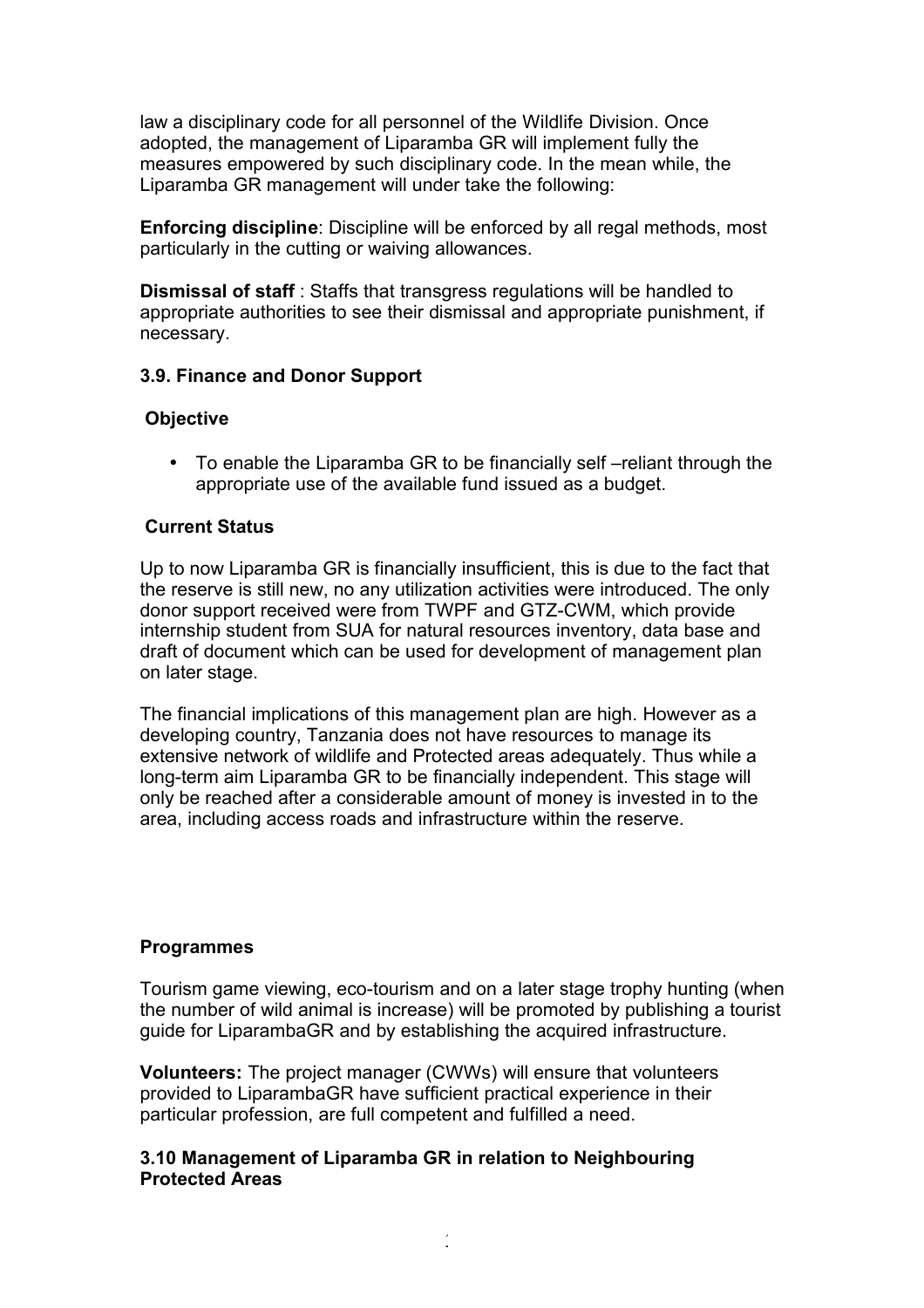law a disciplinary code for all personnel of the Wildlife Division. Once adopted, the management of Liparamba GR will implement fully the measures empowered by such disciplinary code. In the mean while, the Liparamba GR management will under take the following:

**Enforcing discipline**: Discipline will be enforced by all regal methods, most particularly in the cutting or waiving allowances.

**Dismissal of staff** : Staffs that transgress regulations will be handled to appropriate authorities to see their dismissal and appropriate punishment, if necessary.

### 3.9. Finance and Donor Support

**Objective**

- To enable the Liparamba GR to be financially self –reliant through the appropriate use of the available fund issued as a budget.

**Current Status**

Up to now Liparamba GR is financially insufficient, this is due to the fact that the reserve is still new, no any utilization activities were introduced. The only donor support received were from TWPF and GTZ-CWM, which provide internship student from SUA for natural resources inventory, data base and draft of document which can be used for development of management plan on later stage.

The financial implications of this management plan are high. However as a developing country, Tanzania does not have resources to manage its extensive network of wildlife and Protected areas adequately. Thus while a long-term aim Liparamba GR to be financially independent. This stage will only be reached after a considerable amount of money is invested in to the area, including access roads and infrastructure within the reserve.

**Programmes**

Tourism game viewing, eco-tourism and on a later stage trophy hunting (when the number of wild animal is increase) will be promoted by publishing a tourist guide for LiparambaGR and by establishing the acquired infrastructure.

**Volunteers:** The project manager (CWWs) will ensure that volunteers provided to LiparambaGR have sufficient practical experience in their particular profession, are full competent and fulfilled a need.

### 3.10 Management of Liparamba GR in relation to Neighbouring Protected Areas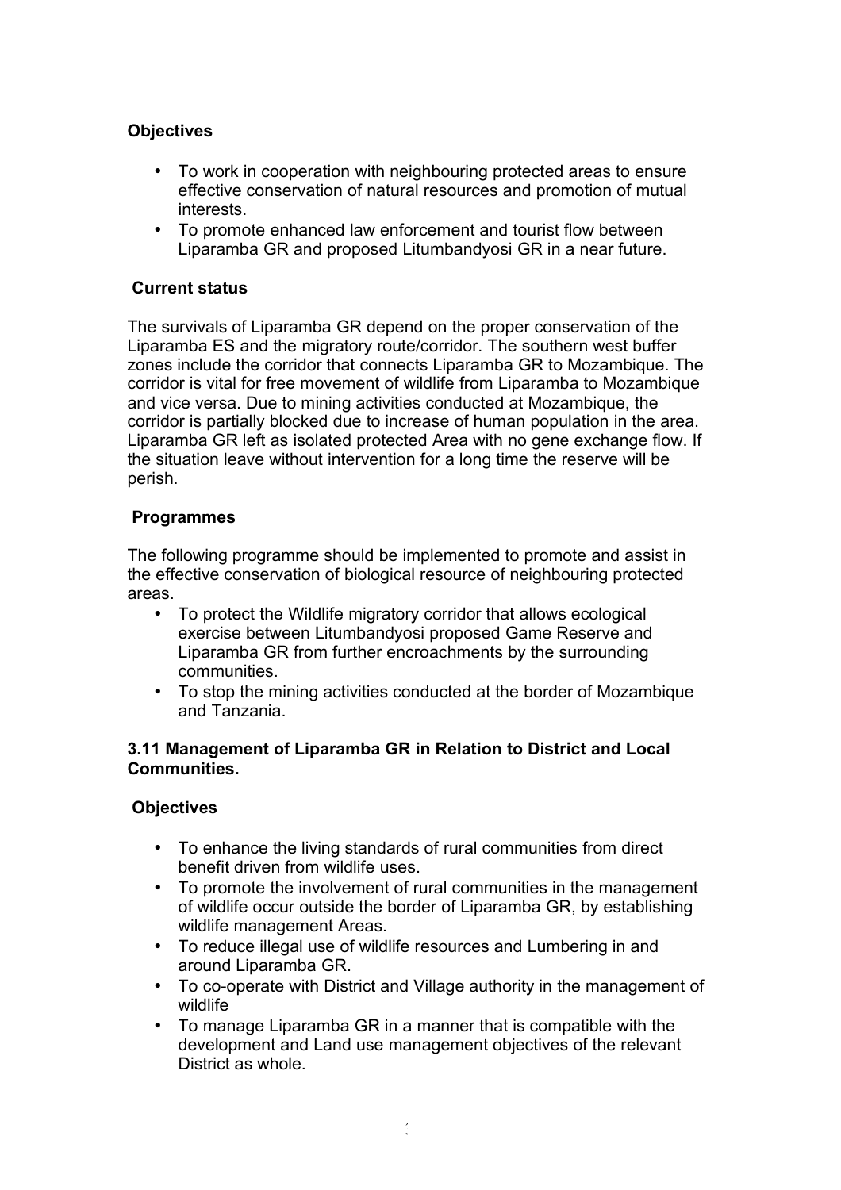**Objectives**

- To work in cooperation with neighbouring protected areas to ensure effective conservation of natural resources and promotion of mutual interests.
- To promote enhanced law enforcement and tourist flow between Liparamba GR and proposed Litumbandyosi GR in a near future.

**Current status**

The survivals of Liparamba GR depend on the proper conservation of the Liparamba ES and the migratory route/corridor. The southern west buffer zones include the corridor that connects Liparamba GR to Mozambique. The corridor is vital for free movement of wildlife from Liparamba to Mozambique and vice versa. Due to mining activities conducted at Mozambique, the corridor is partially blocked due to increase of human population in the area. Liparamba GR left as isolated protected Area with no gene exchange flow. If the situation leave without intervention for a long time the reserve will be perish.

**Programmes**

The following programme should be implemented to promote and assist in the effective conservation of biological resource of neighbouring protected areas.

- To protect the Wildlife migratory corridor that allows ecological exercise between Litumbandyosi proposed Game Reserve and Liparamba GR from further encroachments by the surrounding communities.
- To stop the mining activities conducted at the border of Mozambique and Tanzania.

### 3.11 Management of Liparamba GR in Relation to District and Local Communities.

**Objectives**

- To enhance the living standards of rural communities from direct benefit driven from wildlife uses.
- To promote the involvement of rural communities in the management of wildlife occur outside the border of Liparamba GR, by establishing wildlife management Areas.
- To reduce illegal use of wildlife resources and Lumbering in and around Liparamba GR.
- To co-operate with District and Village authority in the management of wildlife
- To manage Liparamba GR in a manner that is compatible with the development and Land use management objectives of the relevant District as whole.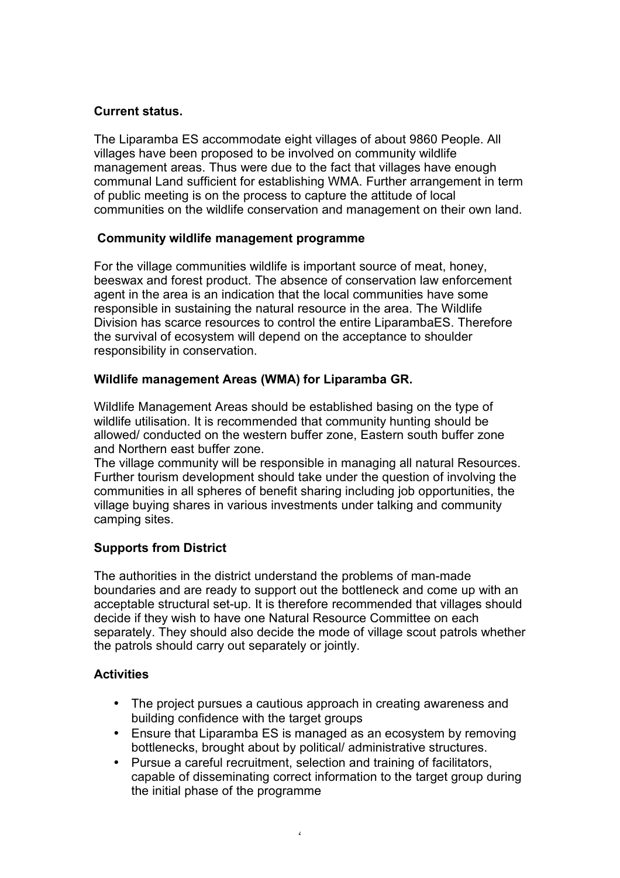**Current status.**

The Liparamba ES accommodate eight villages of about 9860 People. All villages have been proposed to be involved on community wildlife management areas. Thus were due to the fact that villages have enough communal Land sufficient for establishing WMA. Further arrangement in term of public meeting is on the process to capture the attitude of local communities on the wildlife conservation and management on their own land.

**Community wildlife management programme**

For the village communities wildlife is important source of meat, honey, beeswax and forest product. The absence of conservation law enforcement agent in the area is an indication that the local communities have some responsible in sustaining the natural resource in the area. The Wildlife Division has scarce resources to control the entire LiparambaES. Therefore the survival of ecosystem will depend on the acceptance to shoulder responsibility in conservation.

**Wildlife management Areas (WMA) for Liparamba GR.**

Wildlife Management Areas should be established basing on the type of wildlife utilisation. It is recommended that community hunting should be allowed/ conducted on the western buffer zone, Eastern south buffer zone and Northern east buffer zone.
The village community will be responsible in managing all natural Resources. Further tourism development should take under the question of involving the communities in all spheres of benefit sharing including job opportunities, the village buying shares in various investments under talking and community camping sites.

**Supports from District**

The authorities in the district understand the problems of man-made boundaries and are ready to support out the bottleneck and come up with an acceptable structural set-up. It is therefore recommended that villages should decide if they wish to have one Natural Resource Committee on each separately. They should also decide the mode of village scout patrols whether the patrols should carry out separately or jointly.

**Activities**

- The project pursues a cautious approach in creating awareness and building confidence with the target groups
- Ensure that Liparamba ES is managed as an ecosystem by removing bottlenecks, brought about by political/ administrative structures.
- Pursue a careful recruitment, selection and training of facilitators, capable of disseminating correct information to the target group during the initial phase of the programme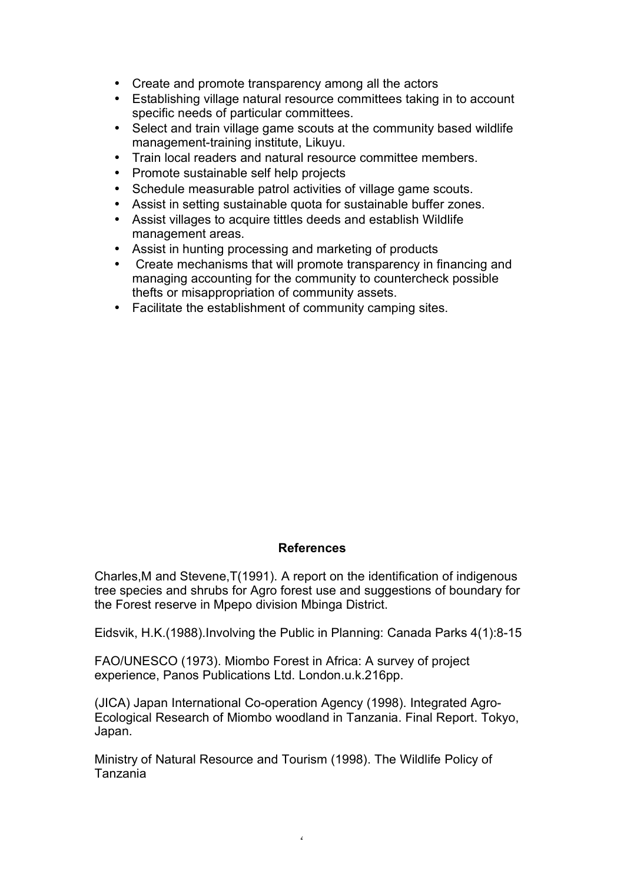- Create and promote transparency among all the actors
- Establishing village natural resource committees taking in to account specific needs of particular committees.
- Select and train village game scouts at the community based wildlife management-training institute, Likuyu.
- Train local readers and natural resource committee members.
- Promote sustainable self help projects
- Schedule measurable patrol activities of village game scouts.
- Assist in setting sustainable quota for sustainable buffer zones.
- Assist villages to acquire tittles deeds and establish Wildlife management areas.
- Assist in hunting processing and marketing of products
- Create mechanisms that will promote transparency in financing and managing accounting for the community to countercheck possible thefts or misappropriation of community assets.
- Facilitate the establishment of community camping sites.

## References

Charles,M and Stevene,T(1991). A report on the identification of indigenous tree species and shrubs for Agro forest use and suggestions of boundary for the Forest reserve in Mpepo division Mbinga District.

Eidsvik, H.K.(1988).Involving the Public in Planning: Canada Parks 4(1):8-15

FAO/UNESCO (1973). Miombo Forest in Africa: A survey of project experience, Panos Publications Ltd. London.u.k.216pp.

(JICA) Japan International Co-operation Agency (1998). Integrated Agro-Ecological Research of Miombo woodland in Tanzania. Final Report. Tokyo, Japan.

Ministry of Natural Resource and Tourism (1998). The Wildlife Policy of Tanzania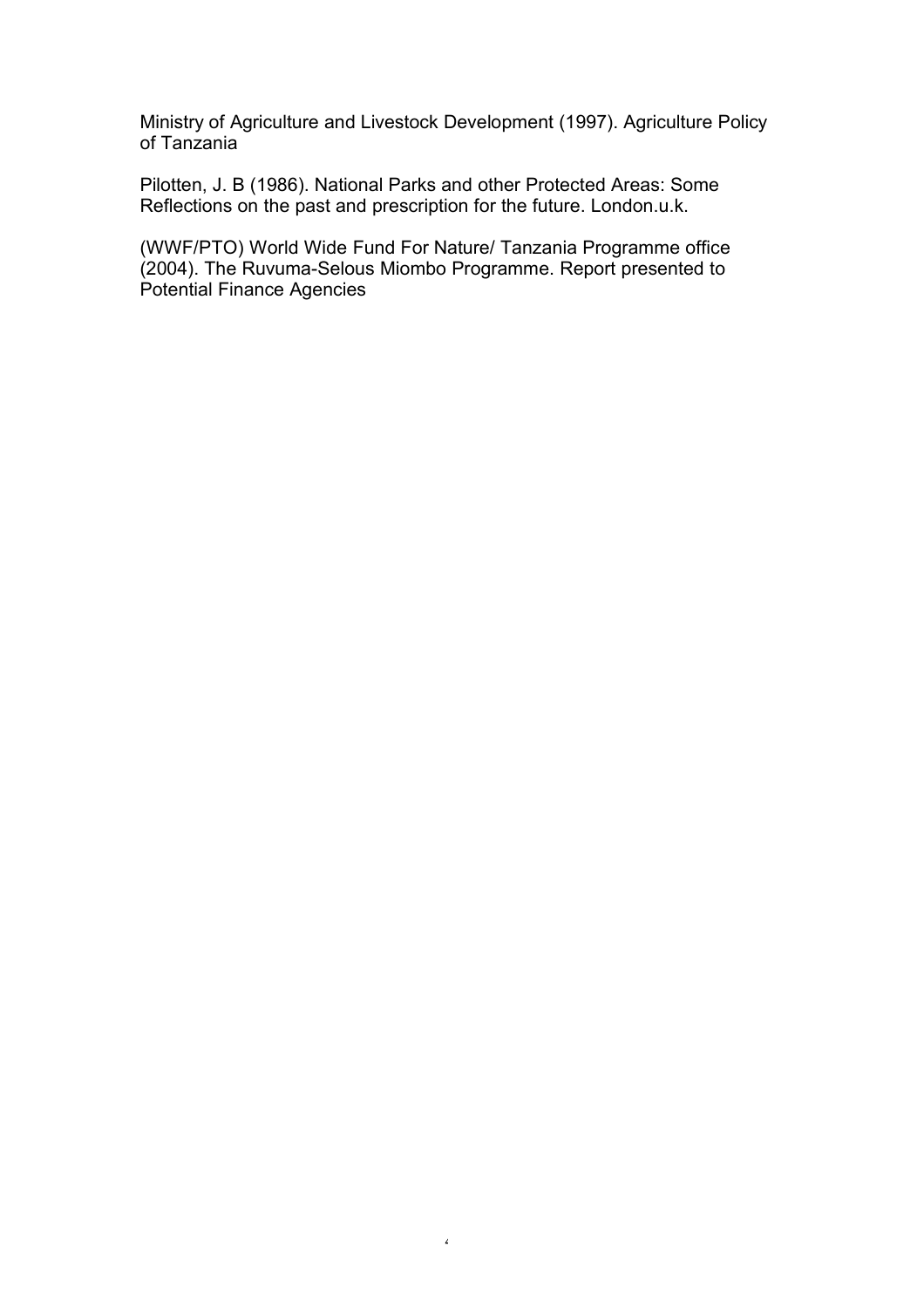Ministry of Agriculture and Livestock Development (1997). Agriculture Policy of Tanzania

Pilotten, J. B (1986). National Parks and other Protected Areas: Some Reflections on the past and prescription for the future. London.u.k.

(WWF/PTO) World Wide Fund For Nature/ Tanzania Programme office (2004). The Ruvuma-Selous Miombo Programme. Report presented to Potential Finance Agencies